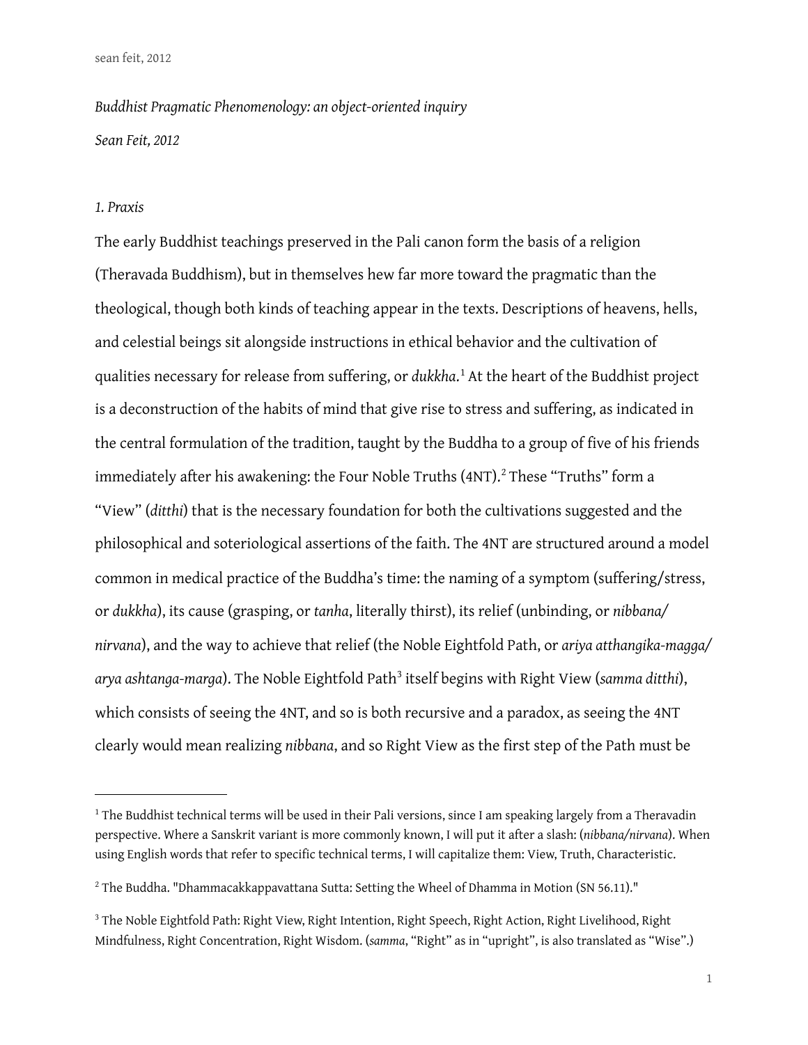*Buddhist Pragmatic Phenomenology: an object-oriented inquiry*

*Sean Feit, 2012*

## *1. Praxis*

The early Buddhist teachings preserved in the Pali canon form the basis of a religion (Theravada Buddhism), but in themselves hew far more toward the pragmatic than the theological, though both kinds of teaching appear in the texts. Descriptions of heavens, hells, and celestial beings sit alongside instructions in ethical behavior and the cultivation of qualities necessary for release from suffering, or *dukkha*.[1] At the heart of the Buddhist project is a deconstruction of the habits of mind that give rise to stress and suffering, as indicated in the central formulation of the tradition, taught by the Buddha to a group of five of his friends immediately after his awakening: the Four Noble Truths (4NT).[2] These "Truths" form a "View" (*ditthi*) that is the necessary foundation for both the cultivations suggested and the philosophical and soteriological assertions of the faith. The 4NT are structured around a model common in medical practice of the Buddha's time: the naming of a symptom (suffering/stress, or *dukkha*), its cause (grasping, or *tanha*, literally thirst), its relief (unbinding, or *nibbana/nirvana*), and the way to achieve that relief (the Noble Eightfold Path, or *ariya atthangika-magga/arya ashtanga-marga*). The Noble Eightfold Path[3] itself begins with Right View (*samma ditthi*), which consists of seeing the 4NT, and so is both recursive and a paradox, as seeing the 4NT clearly would mean realizing *nibbana*, and so Right View as the first step of the Path must be

---

[1] The Buddhist technical terms will be used in their Pali versions, since I am speaking largely from a Theravadin perspective. Where a Sanskrit variant is more commonly known, I will put it after a slash: (*nibbana/nirvana*). When using English words that refer to specific technical terms, I will capitalize them: View, Truth, Characteristic.

[2] The Buddha. "Dhammacakkappavattana Sutta: Setting the Wheel of Dhamma in Motion (SN 56.11)."

[3] The Noble Eightfold Path: Right View, Right Intention, Right Speech, Right Action, Right Livelihood, Right Mindfulness, Right Concentration, Right Wisdom. (*samma*, "Right" as in "upright", is also translated as "Wise".)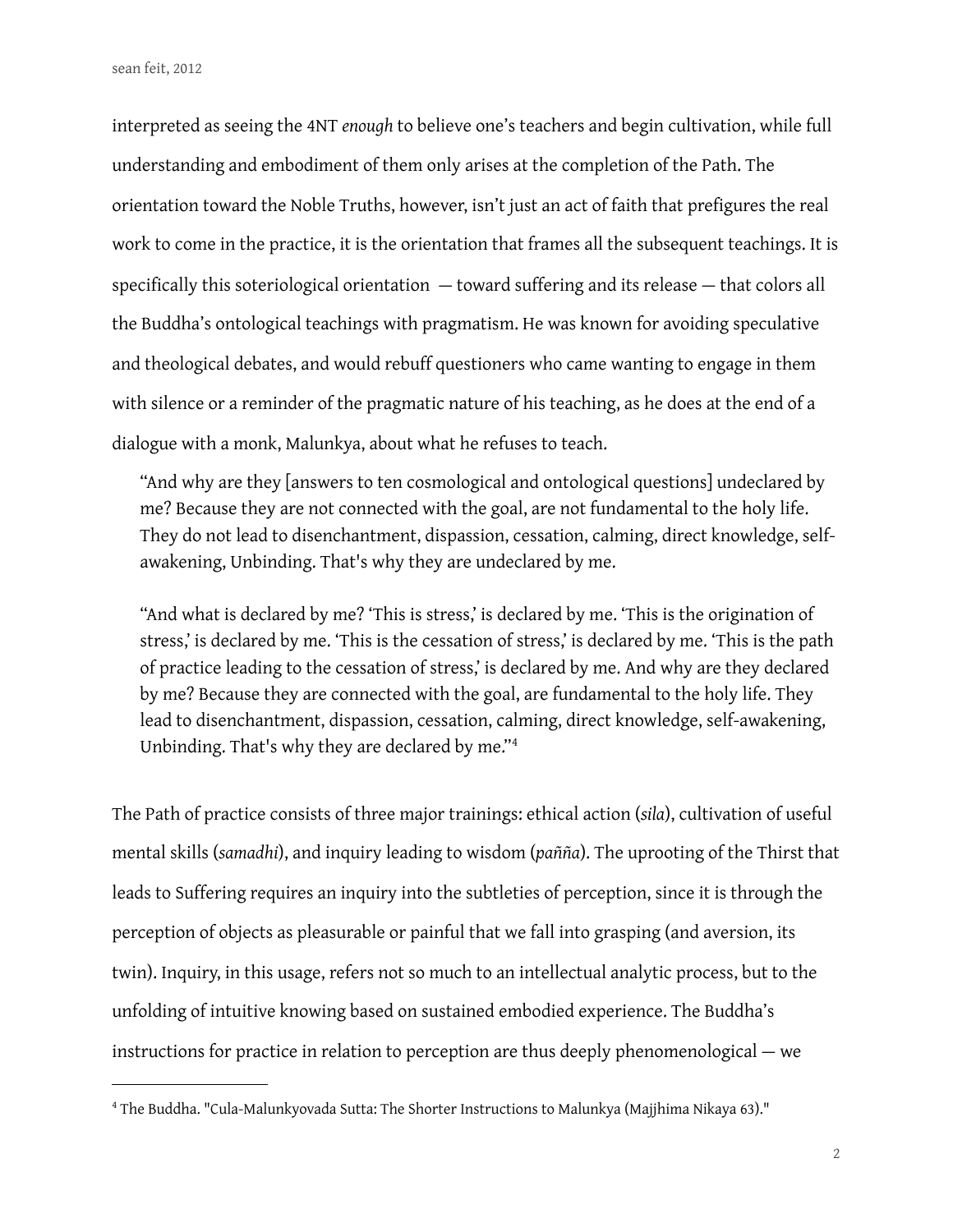interpreted as seeing the 4NT *enough* to believe one's teachers and begin cultivation, while full understanding and embodiment of them only arises at the completion of the Path. The orientation toward the Noble Truths, however, isn't just an act of faith that prefigures the real work to come in the practice, it is the orientation that frames all the subsequent teachings. It is specifically this soteriological orientation — toward suffering and its release — that colors all the Buddha's ontological teachings with pragmatism. He was known for avoiding speculative and theological debates, and would rebuff questioners who came wanting to engage in them with silence or a reminder of the pragmatic nature of his teaching, as he does at the end of a dialogue with a monk, Malunkya, about what he refuses to teach.

> "And why are they [answers to ten cosmological and ontological questions] undeclared by me? Because they are not connected with the goal, are not fundamental to the holy life. They do not lead to disenchantment, dispassion, cessation, calming, direct knowledge, self-awakening, Unbinding. That's why they are undeclared by me.
>
> "And what is declared by me? 'This is stress,' is declared by me. 'This is the origination of stress,' is declared by me. 'This is the cessation of stress,' is declared by me. 'This is the path of practice leading to the cessation of stress,' is declared by me. And why are they declared by me? Because they are connected with the goal, are fundamental to the holy life. They lead to disenchantment, dispassion, cessation, calming, direct knowledge, self-awakening, Unbinding. That's why they are declared by me."[4]

The Path of practice consists of three major trainings: ethical action (*sila*), cultivation of useful mental skills (*samadhi*), and inquiry leading to wisdom (*pañña*). The uprooting of the Thirst that leads to Suffering requires an inquiry into the subtleties of perception, since it is through the perception of objects as pleasurable or painful that we fall into grasping (and aversion, its twin). Inquiry, in this usage, refers not so much to an intellectual analytic process, but to the unfolding of intuitive knowing based on sustained embodied experience. The Buddha's instructions for practice in relation to perception are thus deeply phenomenological — we

[4] The Buddha. "Cula-Malunkyovada Sutta: The Shorter Instructions to Malunkya (Majjhima Nikaya 63)."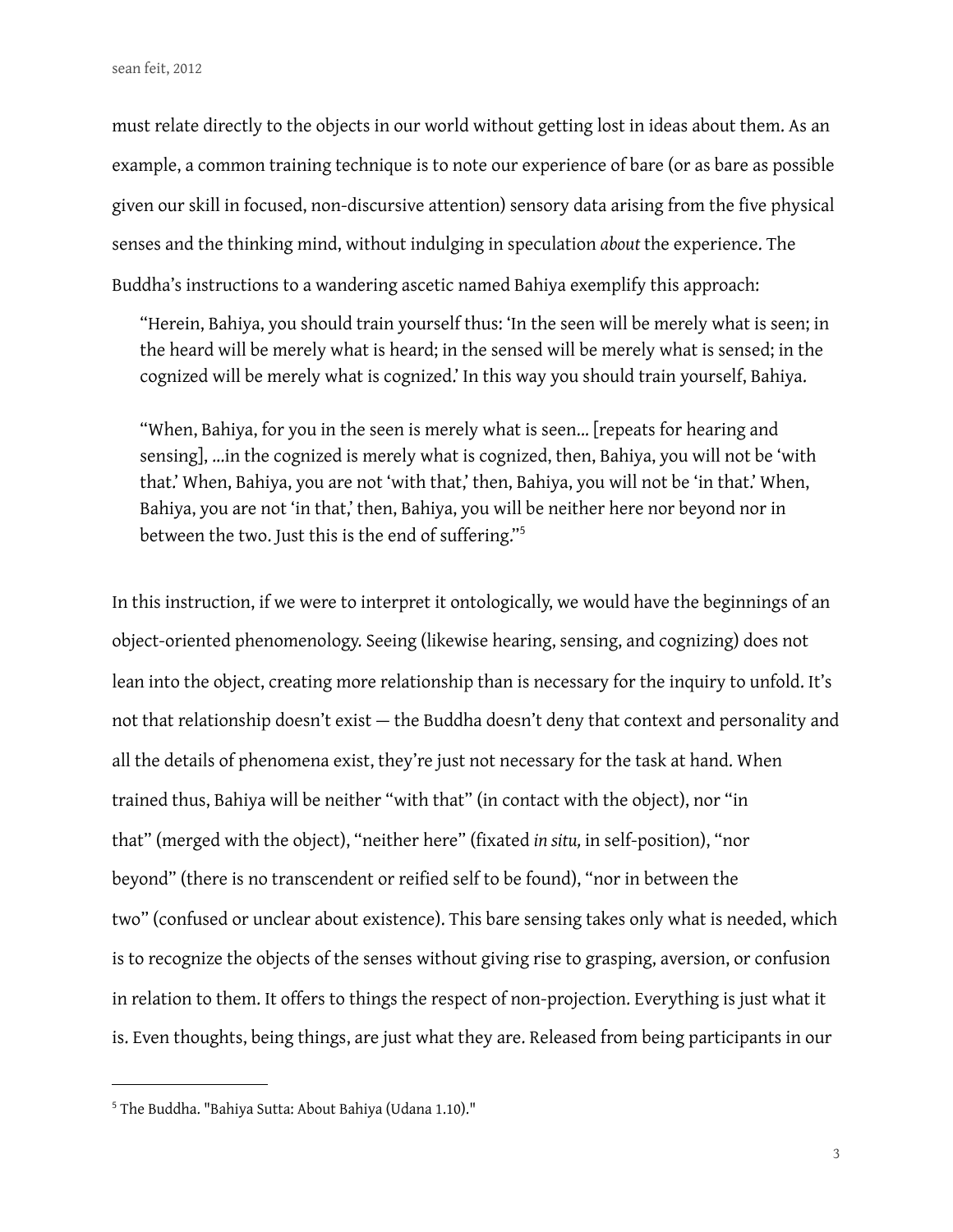must relate directly to the objects in our world without getting lost in ideas about them. As an example, a common training technique is to note our experience of bare (or as bare as possible given our skill in focused, non-discursive attention) sensory data arising from the five physical senses and the thinking mind, without indulging in speculation *about* the experience. The Buddha's instructions to a wandering ascetic named Bahiya exemplify this approach:

> "Herein, Bahiya, you should train yourself thus: 'In the seen will be merely what is seen; in the heard will be merely what is heard; in the sensed will be merely what is sensed; in the cognized will be merely what is cognized.' In this way you should train yourself, Bahiya.
>
> "When, Bahiya, for you in the seen is merely what is seen... [repeats for hearing and sensing], ...in the cognized is merely what is cognized, then, Bahiya, you will not be 'with that.' When, Bahiya, you are not 'with that,' then, Bahiya, you will not be 'in that.' When, Bahiya, you are not 'in that,' then, Bahiya, you will be neither here nor beyond nor in between the two. Just this is the end of suffering."[5]

In this instruction, if we were to interpret it ontologically, we would have the beginnings of an object-oriented phenomenology. Seeing (likewise hearing, sensing, and cognizing) does not lean into the object, creating more relationship than is necessary for the inquiry to unfold. It's not that relationship doesn't exist — the Buddha doesn't deny that context and personality and all the details of phenomena exist, they're just not necessary for the task at hand. When trained thus, Bahiya will be neither "with that" (in contact with the object), nor "in that" (merged with the object), "neither here" (fixated *in situ,* in self-position), "nor beyond" (there is no transcendent or reified self to be found), "nor in between the two" (confused or unclear about existence). This bare sensing takes only what is needed, which is to recognize the objects of the senses without giving rise to grasping, aversion, or confusion in relation to them. It offers to things the respect of non-projection. Everything is just what it is. Even thoughts, being things, are just what they are. Released from being participants in our

---

[5] The Buddha. "Bahiya Sutta: About Bahiya (Udana 1.10)."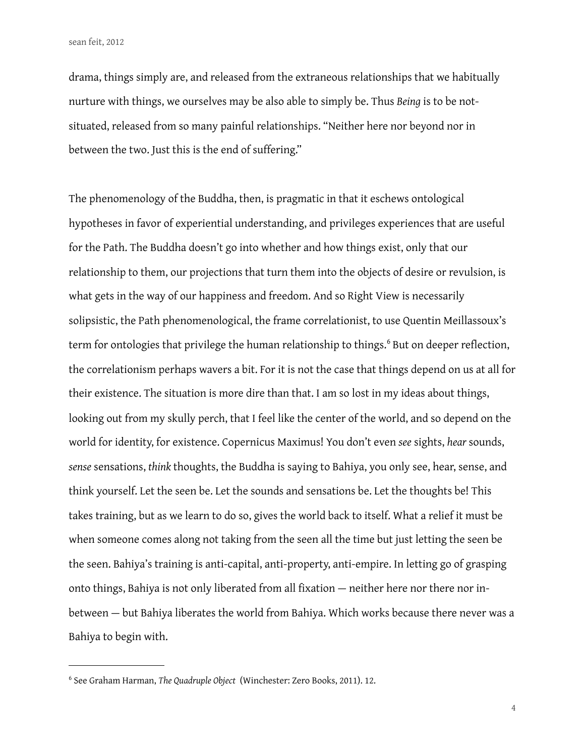drama, things simply are, and released from the extraneous relationships that we habitually nurture with things, we ourselves may be also able to simply be. Thus *Being* is to be not-situated, released from so many painful relationships. "Neither here nor beyond nor in between the two. Just this is the end of suffering."

The phenomenology of the Buddha, then, is pragmatic in that it eschews ontological hypotheses in favor of experiential understanding, and privileges experiences that are useful for the Path. The Buddha doesn't go into whether and how things exist, only that our relationship to them, our projections that turn them into the objects of desire or revulsion, is what gets in the way of our happiness and freedom. And so Right View is necessarily solipsistic, the Path phenomenological, the frame correlationist, to use Quentin Meillassoux's term for ontologies that privilege the human relationship to things.[6] But on deeper reflection, the correlationism perhaps wavers a bit. For it is not the case that things depend on us at all for their existence. The situation is more dire than that. I am so lost in my ideas about things, looking out from my skully perch, that I feel like the center of the world, and so depend on the world for identity, for existence. Copernicus Maximus! You don't even *see* sights, *hear* sounds, *sense* sensations, *think* thoughts, the Buddha is saying to Bahiya, you only see, hear, sense, and think yourself. Let the seen be. Let the sounds and sensations be. Let the thoughts be! This takes training, but as we learn to do so, gives the world back to itself. What a relief it must be when someone comes along not taking from the seen all the time but just letting the seen be the seen. Bahiya's training is anti-capital, anti-property, anti-empire. In letting go of grasping onto things, Bahiya is not only liberated from all fixation — neither here nor there nor in-between — but Bahiya liberates the world from Bahiya. Which works because there never was a Bahiya to begin with.

---

[6] See Graham Harman, *The Quadruple Object* (Winchester: Zero Books, 2011). 12.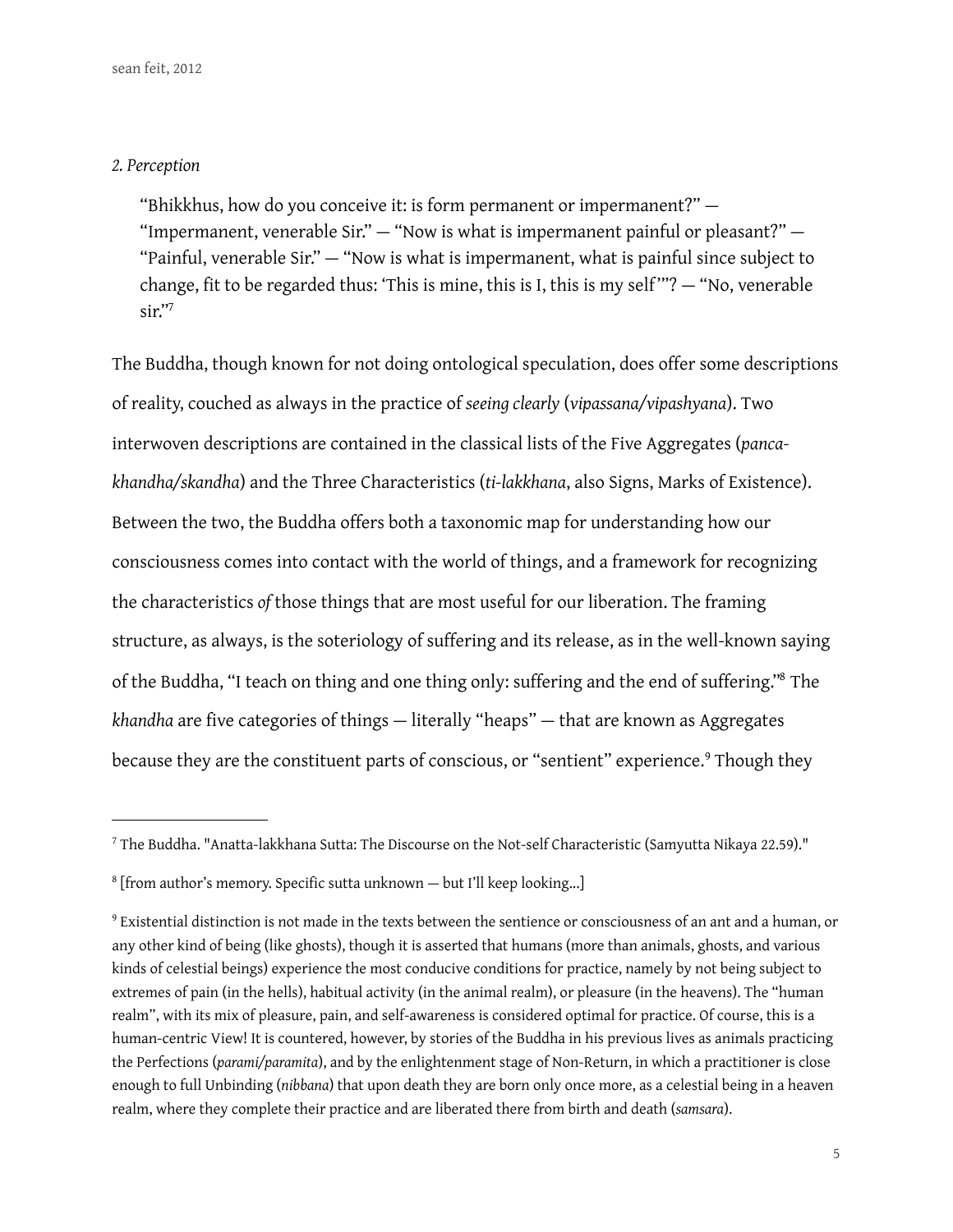*2. Perception*

> "Bhikkhus, how do you conceive it: is form permanent or impermanent?" — "Impermanent, venerable Sir." — "Now is what is impermanent painful or pleasant?" — "Painful, venerable Sir." — "Now is what is impermanent, what is painful since subject to change, fit to be regarded thus: 'This is mine, this is I, this is my self'"? — "No, venerable sir."[7]

The Buddha, though known for not doing ontological speculation, does offer some descriptions of reality, couched as always in the practice of *seeing clearly* (*vipassana/vipashyana*). Two interwoven descriptions are contained in the classical lists of the Five Aggregates (*panca-khandha/skandha*) and the Three Characteristics (*ti-lakkhana*, also Signs, Marks of Existence). Between the two, the Buddha offers both a taxonomic map for understanding how our consciousness comes into contact with the world of things, and a framework for recognizing the characteristics *of* those things that are most useful for our liberation. The framing structure, as always, is the soteriology of suffering and its release, as in the well-known saying of the Buddha, "I teach on thing and one thing only: suffering and the end of suffering."[8] The *khandha* are five categories of things — literally "heaps" — that are known as Aggregates because they are the constituent parts of conscious, or "sentient" experience.[9] Though they

---

[7] The Buddha. "Anatta-lakkhana Sutta: The Discourse on the Not-self Characteristic (Samyutta Nikaya 22.59)."

[8] [from author's memory. Specific sutta unknown — but I'll keep looking...]

[9] Existential distinction is not made in the texts between the sentience or consciousness of an ant and a human, or any other kind of being (like ghosts), though it is asserted that humans (more than animals, ghosts, and various kinds of celestial beings) experience the most conducive conditions for practice, namely by not being subject to extremes of pain (in the hells), habitual activity (in the animal realm), or pleasure (in the heavens). The "human realm", with its mix of pleasure, pain, and self-awareness is considered optimal for practice. Of course, this is a human-centric View! It is countered, however, by stories of the Buddha in his previous lives as animals practicing the Perfections (*parami/paramita*), and by the enlightenment stage of Non-Return, in which a practitioner is close enough to full Unbinding (*nibbana*) that upon death they are born only once more, as a celestial being in a heaven realm, where they complete their practice and are liberated there from birth and death (*samsara*).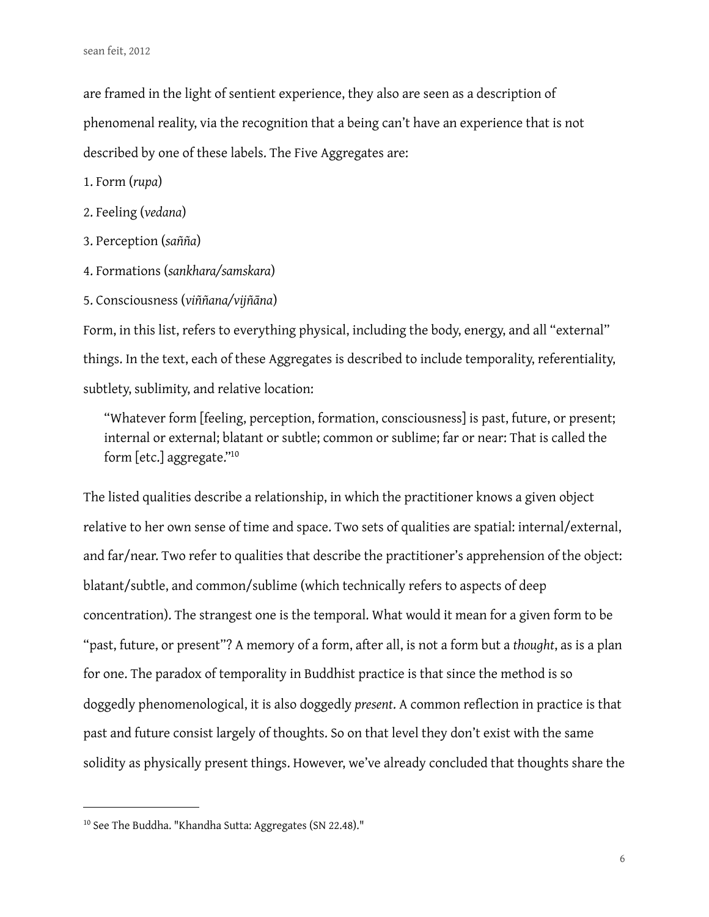are framed in the light of sentient experience, they also are seen as a description of phenomenal reality, via the recognition that a being can't have an experience that is not described by one of these labels. The Five Aggregates are:

1. Form (*rupa*)
2. Feeling (*vedana*)
3. Perception (*sañña*)
4. Formations (*sankhara/samskara*)
5. Consciousness (*viññana/vijñāna*)

Form, in this list, refers to everything physical, including the body, energy, and all "external" things. In the text, each of these Aggregates is described to include temporality, referentiality, subtlety, sublimity, and relative location:

> "Whatever form [feeling, perception, formation, consciousness] is past, future, or present; internal or external; blatant or subtle; common or sublime; far or near: That is called the form [etc.] aggregate."[10]

The listed qualities describe a relationship, in which the practitioner knows a given object relative to her own sense of time and space. Two sets of qualities are spatial: internal/external, and far/near. Two refer to qualities that describe the practitioner's apprehension of the object: blatant/subtle, and common/sublime (which technically refers to aspects of deep concentration). The strangest one is the temporal. What would it mean for a given form to be "past, future, or present"? A memory of a form, after all, is not a form but a *thought*, as is a plan for one. The paradox of temporality in Buddhist practice is that since the method is so doggedly phenomenological, it is also doggedly *present*. A common reflection in practice is that past and future consist largely of thoughts. So on that level they don't exist with the same solidity as physically present things. However, we've already concluded that thoughts share the

---

[10] See The Buddha. "Khandha Sutta: Aggregates (SN 22.48)."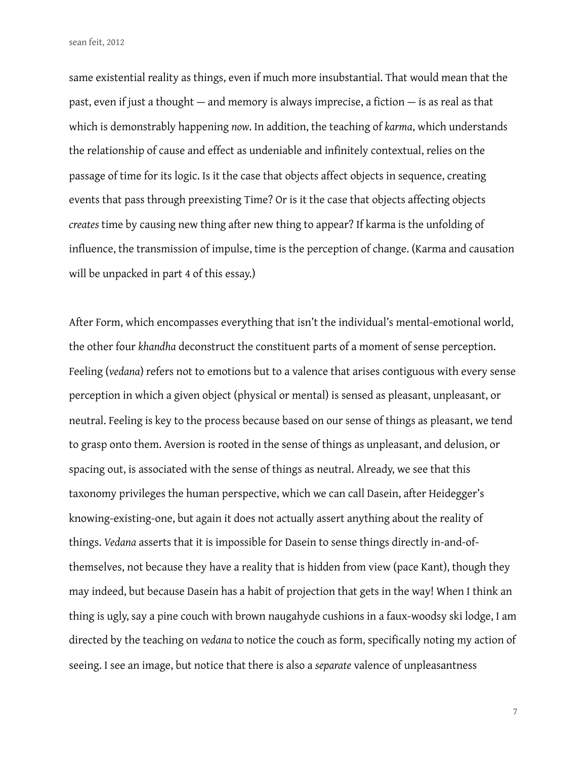same existential reality as things, even if much more insubstantial. That would mean that the past, even if just a thought — and memory is always imprecise, a fiction — is as real as that which is demonstrably happening *now*. In addition, the teaching of *karma*, which understands the relationship of cause and effect as undeniable and infinitely contextual, relies on the passage of time for its logic. Is it the case that objects affect objects in sequence, creating events that pass through preexisting Time? Or is it the case that objects affecting objects *creates* time by causing new thing after new thing to appear? If karma is the unfolding of influence, the transmission of impulse, time is the perception of change. (Karma and causation will be unpacked in part 4 of this essay.)

After Form, which encompasses everything that isn't the individual's mental-emotional world, the other four *khandha* deconstruct the constituent parts of a moment of sense perception. Feeling (*vedana*) refers not to emotions but to a valence that arises contiguous with every sense perception in which a given object (physical or mental) is sensed as pleasant, unpleasant, or neutral. Feeling is key to the process because based on our sense of things as pleasant, we tend to grasp onto them. Aversion is rooted in the sense of things as unpleasant, and delusion, or spacing out, is associated with the sense of things as neutral. Already, we see that this taxonomy privileges the human perspective, which we can call Dasein, after Heidegger's knowing-existing-one, but again it does not actually assert anything about the reality of things. *Vedana* asserts that it is impossible for Dasein to sense things directly in-and-of-themselves, not because they have a reality that is hidden from view (pace Kant), though they may indeed, but because Dasein has a habit of projection that gets in the way! When I think an thing is ugly, say a pine couch with brown naugahyde cushions in a faux-woodsy ski lodge, I am directed by the teaching on *vedana* to notice the couch as form, specifically noting my action of seeing. I see an image, but notice that there is also a *separate* valence of unpleasantness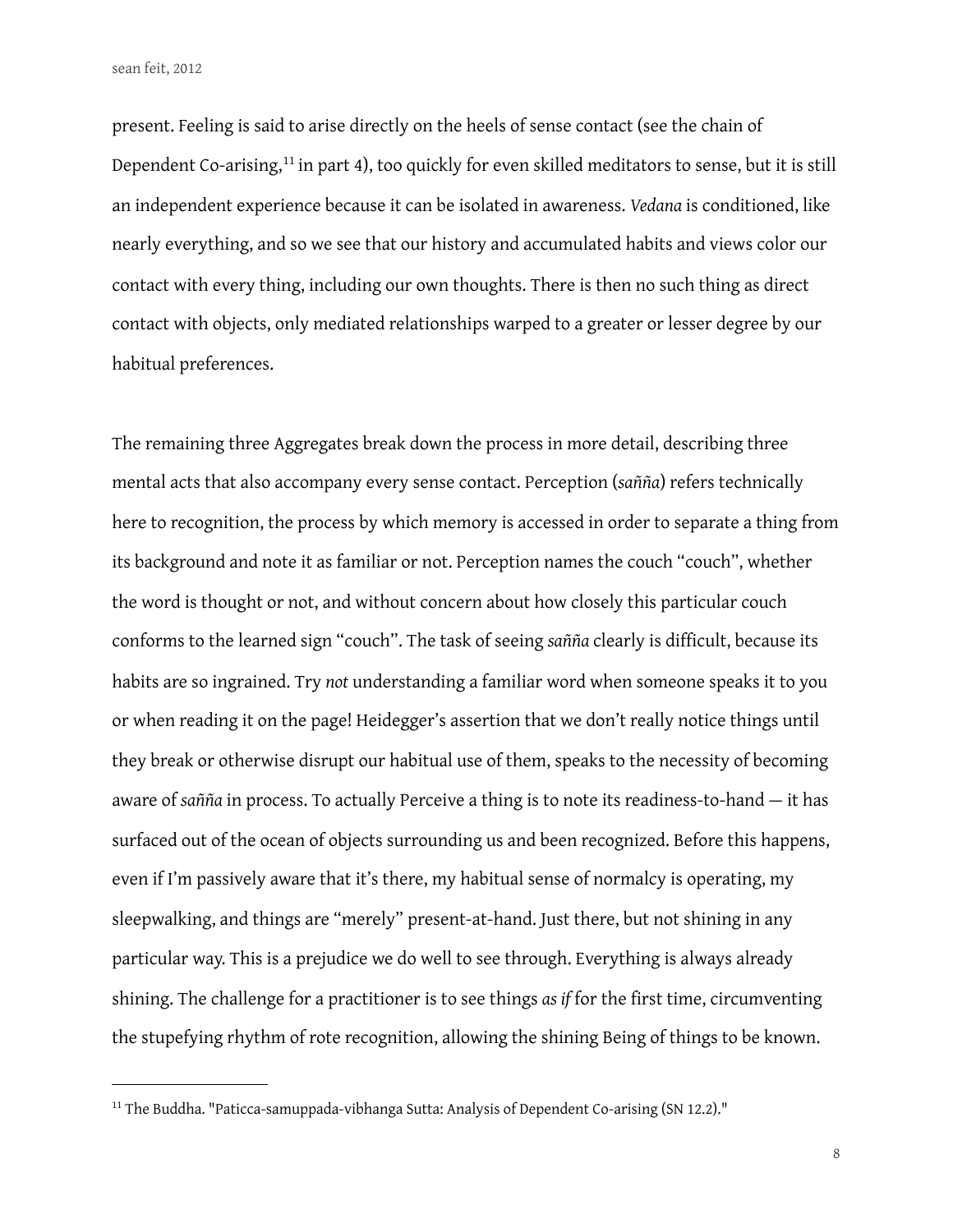present. Feeling is said to arise directly on the heels of sense contact (see the chain of Dependent Co-arising,[11] in part 4), too quickly for even skilled meditators to sense, but it is still an independent experience because it can be isolated in awareness. *Vedana* is conditioned, like nearly everything, and so we see that our history and accumulated habits and views color our contact with every thing, including our own thoughts. There is then no such thing as direct contact with objects, only mediated relationships warped to a greater or lesser degree by our habitual preferences.

The remaining three Aggregates break down the process in more detail, describing three mental acts that also accompany every sense contact. Perception (*sañña*) refers technically here to recognition, the process by which memory is accessed in order to separate a thing from its background and note it as familiar or not. Perception names the couch "couch", whether the word is thought or not, and without concern about how closely this particular couch conforms to the learned sign "couch". The task of seeing *sañña* clearly is difficult, because its habits are so ingrained. Try *not* understanding a familiar word when someone speaks it to you or when reading it on the page! Heidegger's assertion that we don't really notice things until they break or otherwise disrupt our habitual use of them, speaks to the necessity of becoming aware of *sañña* in process. To actually Perceive a thing is to note its readiness-to-hand — it has surfaced out of the ocean of objects surrounding us and been recognized. Before this happens, even if I'm passively aware that it's there, my habitual sense of normalcy is operating, my sleepwalking, and things are "merely" present-at-hand. Just there, but not shining in any particular way. This is a prejudice we do well to see through. Everything is always already shining. The challenge for a practitioner is to see things *as if* for the first time, circumventing the stupefying rhythm of rote recognition, allowing the shining Being of things to be known.

---

[11] The Buddha. "Paticca-samuppada-vibhanga Sutta: Analysis of Dependent Co-arising (SN 12.2)."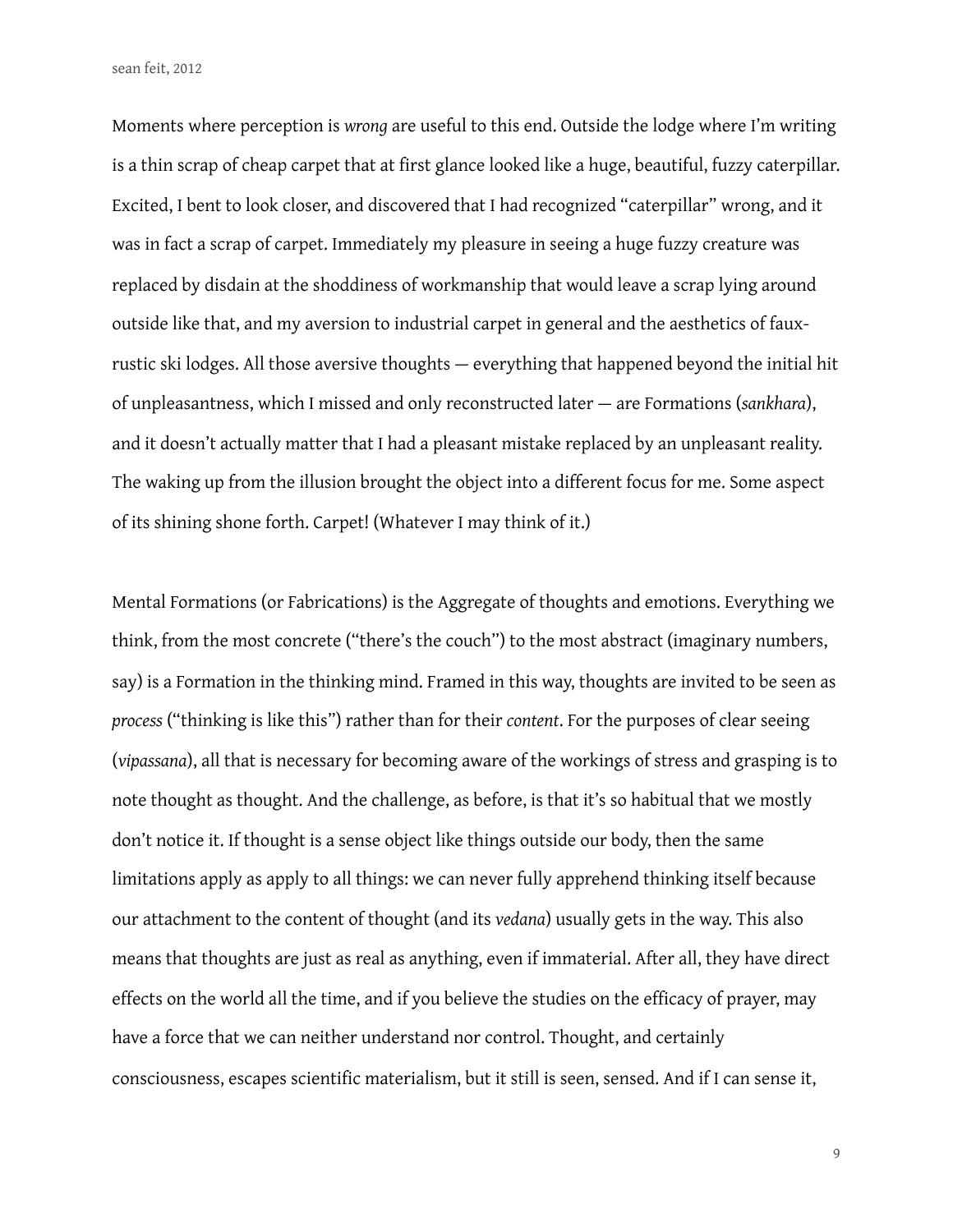Moments where perception is *wrong* are useful to this end. Outside the lodge where I'm writing is a thin scrap of cheap carpet that at first glance looked like a huge, beautiful, fuzzy caterpillar. Excited, I bent to look closer, and discovered that I had recognized "caterpillar" wrong, and it was in fact a scrap of carpet. Immediately my pleasure in seeing a huge fuzzy creature was replaced by disdain at the shoddiness of workmanship that would leave a scrap lying around outside like that, and my aversion to industrial carpet in general and the aesthetics of faux-rustic ski lodges. All those aversive thoughts — everything that happened beyond the initial hit of unpleasantness, which I missed and only reconstructed later — are Formations (*sankhara*), and it doesn't actually matter that I had a pleasant mistake replaced by an unpleasant reality. The waking up from the illusion brought the object into a different focus for me. Some aspect of its shining shone forth. Carpet! (Whatever I may think of it.)

Mental Formations (or Fabrications) is the Aggregate of thoughts and emotions. Everything we think, from the most concrete ("there's the couch") to the most abstract (imaginary numbers, say) is a Formation in the thinking mind. Framed in this way, thoughts are invited to be seen as *process* ("thinking is like this") rather than for their *content*. For the purposes of clear seeing (*vipassana*), all that is necessary for becoming aware of the workings of stress and grasping is to note thought as thought. And the challenge, as before, is that it's so habitual that we mostly don't notice it. If thought is a sense object like things outside our body, then the same limitations apply as apply to all things: we can never fully apprehend thinking itself because our attachment to the content of thought (and its *vedana*) usually gets in the way. This also means that thoughts are just as real as anything, even if immaterial. After all, they have direct effects on the world all the time, and if you believe the studies on the efficacy of prayer, may have a force that we can neither understand nor control. Thought, and certainly consciousness, escapes scientific materialism, but it still is seen, sensed. And if I can sense it,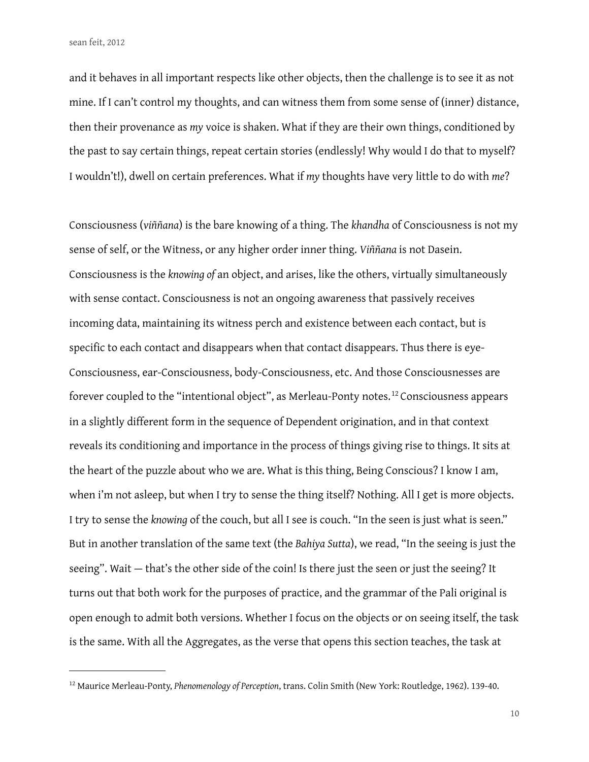and it behaves in all important respects like other objects, then the challenge is to see it as not mine. If I can't control my thoughts, and can witness them from some sense of (inner) distance, then their provenance as *my* voice is shaken. What if they are their own things, conditioned by the past to say certain things, repeat certain stories (endlessly! Why would I do that to myself? I wouldn't!), dwell on certain preferences. What if *my* thoughts have very little to do with *me*?

Consciousness (*viññana*) is the bare knowing of a thing. The *khandha* of Consciousness is not my sense of self, or the Witness, or any higher order inner thing. *Viññana* is not Dasein. Consciousness is the *knowing of* an object, and arises, like the others, virtually simultaneously with sense contact. Consciousness is not an ongoing awareness that passively receives incoming data, maintaining its witness perch and existence between each contact, but is specific to each contact and disappears when that contact disappears. Thus there is eye-Consciousness, ear-Consciousness, body-Consciousness, etc. And those Consciousnesses are forever coupled to the "intentional object", as Merleau-Ponty notes.[12] Consciousness appears in a slightly different form in the sequence of Dependent origination, and in that context reveals its conditioning and importance in the process of things giving rise to things. It sits at the heart of the puzzle about who we are. What is this thing, Being Conscious? I know I am, when i'm not asleep, but when I try to sense the thing itself? Nothing. All I get is more objects. I try to sense the *knowing* of the couch, but all I see is couch. "In the seen is just what is seen." But in another translation of the same text (the *Bahiya Sutta*), we read, "In the seeing is just the seeing". Wait — that's the other side of the coin! Is there just the seen or just the seeing? It turns out that both work for the purposes of practice, and the grammar of the Pali original is open enough to admit both versions. Whether I focus on the objects or on seeing itself, the task is the same. With all the Aggregates, as the verse that opens this section teaches, the task at

---

[12] Maurice Merleau-Ponty, *Phenomenology of Perception*, trans. Colin Smith (New York: Routledge, 1962). 139-40.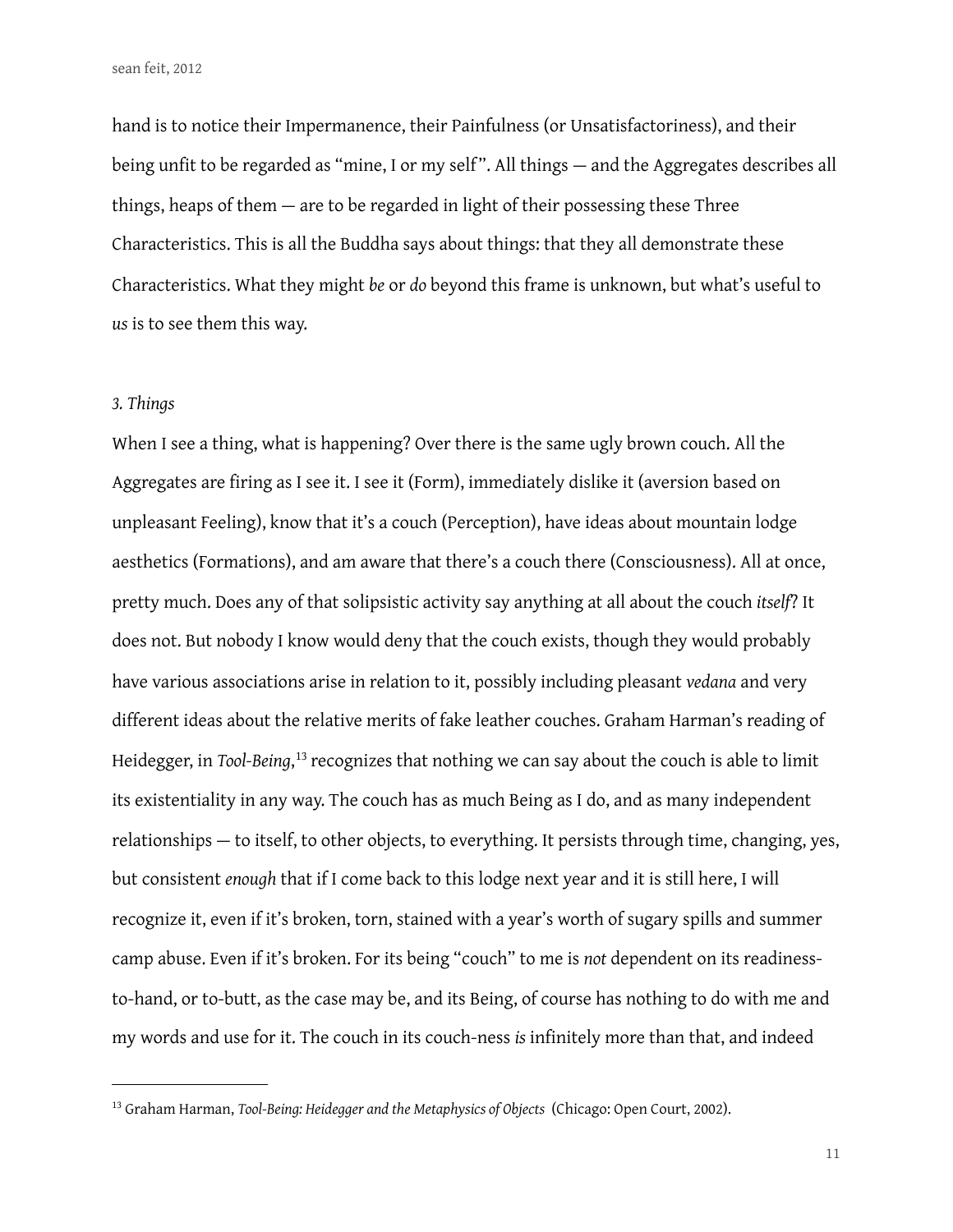hand is to notice their Impermanence, their Painfulness (or Unsatisfactoriness), and their being unfit to be regarded as "mine, I or my self". All things — and the Aggregates describes all things, heaps of them — are to be regarded in light of their possessing these Three Characteristics. This is all the Buddha says about things: that they all demonstrate these Characteristics. What they might *be* or *do* beyond this frame is unknown, but what's useful to *us* is to see them this way.

### *3. Things*

When I see a thing, what is happening? Over there is the same ugly brown couch. All the Aggregates are firing as I see it. I see it (Form), immediately dislike it (aversion based on unpleasant Feeling), know that it's a couch (Perception), have ideas about mountain lodge aesthetics (Formations), and am aware that there's a couch there (Consciousness). All at once, pretty much. Does any of that solipsistic activity say anything at all about the couch *itself*? It does not. But nobody I know would deny that the couch exists, though they would probably have various associations arise in relation to it, possibly including pleasant *vedana* and very different ideas about the relative merits of fake leather couches. Graham Harman's reading of Heidegger, in *Tool-Being*,[13] recognizes that nothing we can say about the couch is able to limit its existentiality in any way. The couch has as much Being as I do, and as many independent relationships — to itself, to other objects, to everything. It persists through time, changing, yes, but consistent *enough* that if I come back to this lodge next year and it is still here, I will recognize it, even if it's broken, torn, stained with a year's worth of sugary spills and summer camp abuse. Even if it's broken. For its being "couch" to me is *not* dependent on its readiness-to-hand, or to-butt, as the case may be, and its Being, of course has nothing to do with me and my words and use for it. The couch in its couch-ness *is* infinitely more than that, and indeed

---

[13] Graham Harman, *Tool-Being: Heidegger and the Metaphysics of Objects* (Chicago: Open Court, 2002).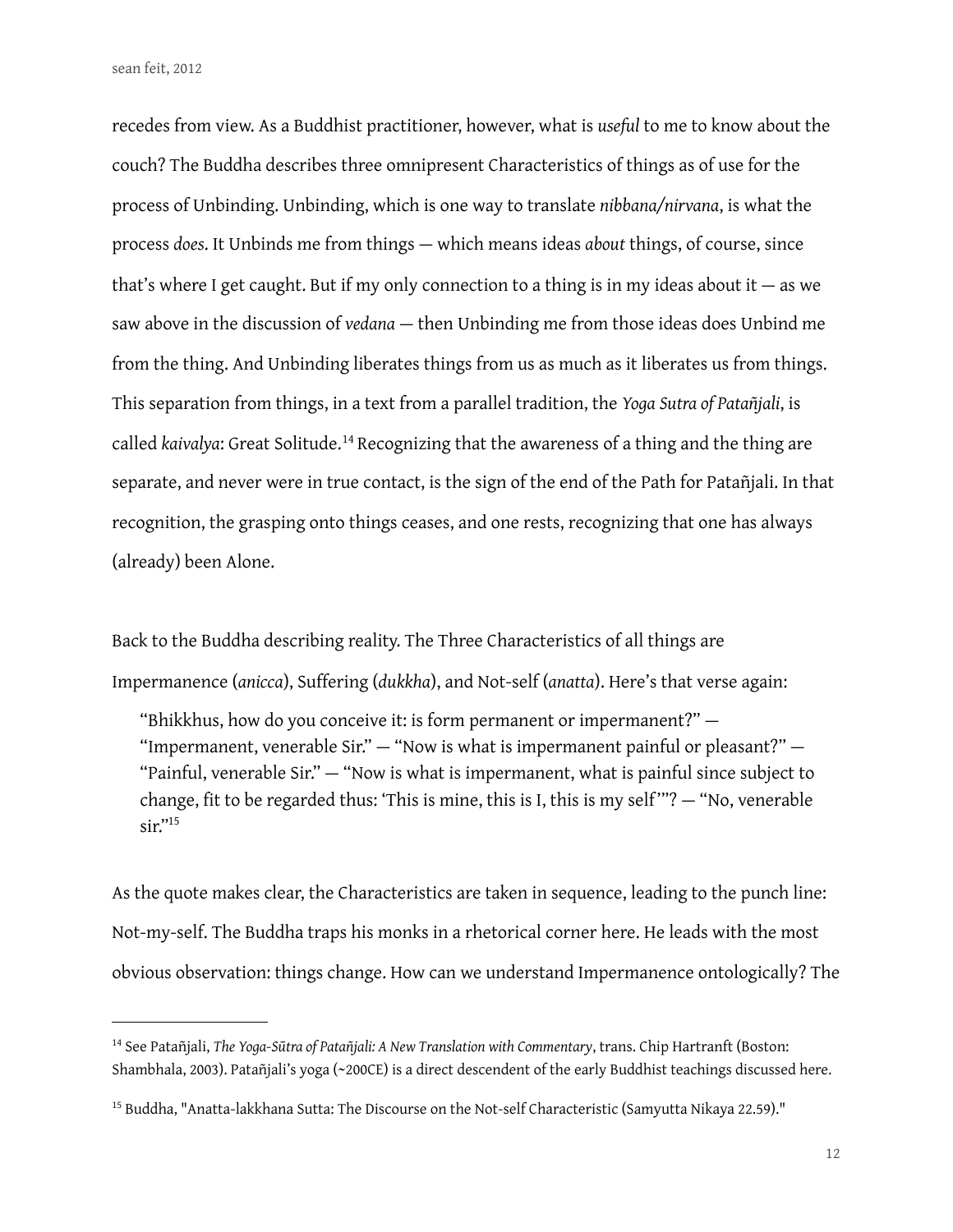recedes from view. As a Buddhist practitioner, however, what is *useful* to me to know about the couch? The Buddha describes three omnipresent Characteristics of things as of use for the process of Unbinding. Unbinding, which is one way to translate *nibbana/nirvana*, is what the process *does*. It Unbinds me from things — which means ideas *about* things, of course, since that's where I get caught. But if my only connection to a thing is in my ideas about it — as we saw above in the discussion of *vedana* — then Unbinding me from those ideas does Unbind me from the thing. And Unbinding liberates things from us as much as it liberates us from things. This separation from things, in a text from a parallel tradition, the *Yoga Sutra of Patañjali*, is called *kaivalya*: Great Solitude.[14] Recognizing that the awareness of a thing and the thing are separate, and never were in true contact, is the sign of the end of the Path for Patañjali. In that recognition, the grasping onto things ceases, and one rests, recognizing that one has always (already) been Alone.

Back to the Buddha describing reality. The Three Characteristics of all things are Impermanence (*anicca*), Suffering (*dukkha*), and Not-self (*anatta*). Here's that verse again:

> "Bhikkhus, how do you conceive it: is form permanent or impermanent?" — "Impermanent, venerable Sir." — "Now is what is impermanent painful or pleasant?" — "Painful, venerable Sir." — "Now is what is impermanent, what is painful since subject to change, fit to be regarded thus: 'This is mine, this is I, this is my self'"? — "No, venerable sir."[15]

As the quote makes clear, the Characteristics are taken in sequence, leading to the punch line: Not-my-self. The Buddha traps his monks in a rhetorical corner here. He leads with the most obvious observation: things change. How can we understand Impermanence ontologically? The

---

[14] See Patañjali, *The Yoga-Sūtra of Patañjali: A New Translation with Commentary*, trans. Chip Hartranft (Boston: Shambhala, 2003). Patañjali's yoga (~200CE) is a direct descendent of the early Buddhist teachings discussed here.

[15] Buddha, "Anatta-lakkhana Sutta: The Discourse on the Not-self Characteristic (Samyutta Nikaya 22.59)."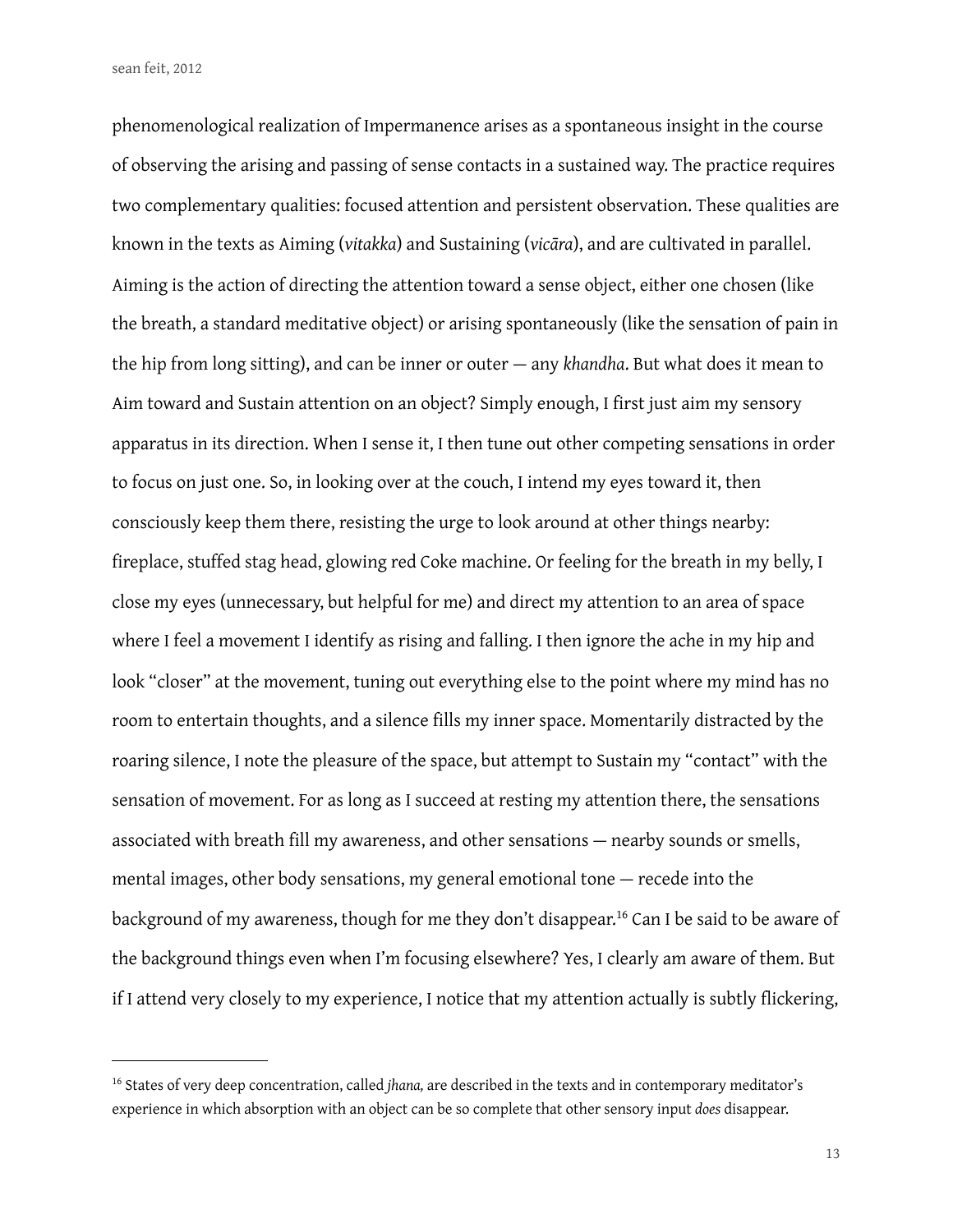phenomenological realization of Impermanence arises as a spontaneous insight in the course of observing the arising and passing of sense contacts in a sustained way. The practice requires two complementary qualities: focused attention and persistent observation. These qualities are known in the texts as Aiming (*vitakka*) and Sustaining (*vicāra*), and are cultivated in parallel. Aiming is the action of directing the attention toward a sense object, either one chosen (like the breath, a standard meditative object) or arising spontaneously (like the sensation of pain in the hip from long sitting), and can be inner or outer — any *khandha*. But what does it mean to Aim toward and Sustain attention on an object? Simply enough, I first just aim my sensory apparatus in its direction. When I sense it, I then tune out other competing sensations in order to focus on just one. So, in looking over at the couch, I intend my eyes toward it, then consciously keep them there, resisting the urge to look around at other things nearby: fireplace, stuffed stag head, glowing red Coke machine. Or feeling for the breath in my belly, I close my eyes (unnecessary, but helpful for me) and direct my attention to an area of space where I feel a movement I identify as rising and falling. I then ignore the ache in my hip and look "closer" at the movement, tuning out everything else to the point where my mind has no room to entertain thoughts, and a silence fills my inner space. Momentarily distracted by the roaring silence, I note the pleasure of the space, but attempt to Sustain my "contact" with the sensation of movement. For as long as I succeed at resting my attention there, the sensations associated with breath fill my awareness, and other sensations — nearby sounds or smells, mental images, other body sensations, my general emotional tone — recede into the background of my awareness, though for me they don't disappear.[16] Can I be said to be aware of the background things even when I'm focusing elsewhere? Yes, I clearly am aware of them. But if I attend very closely to my experience, I notice that my attention actually is subtly flickering,

[16] States of very deep concentration, called *jhana,* are described in the texts and in contemporary meditator's experience in which absorption with an object can be so complete that other sensory input *does* disappear.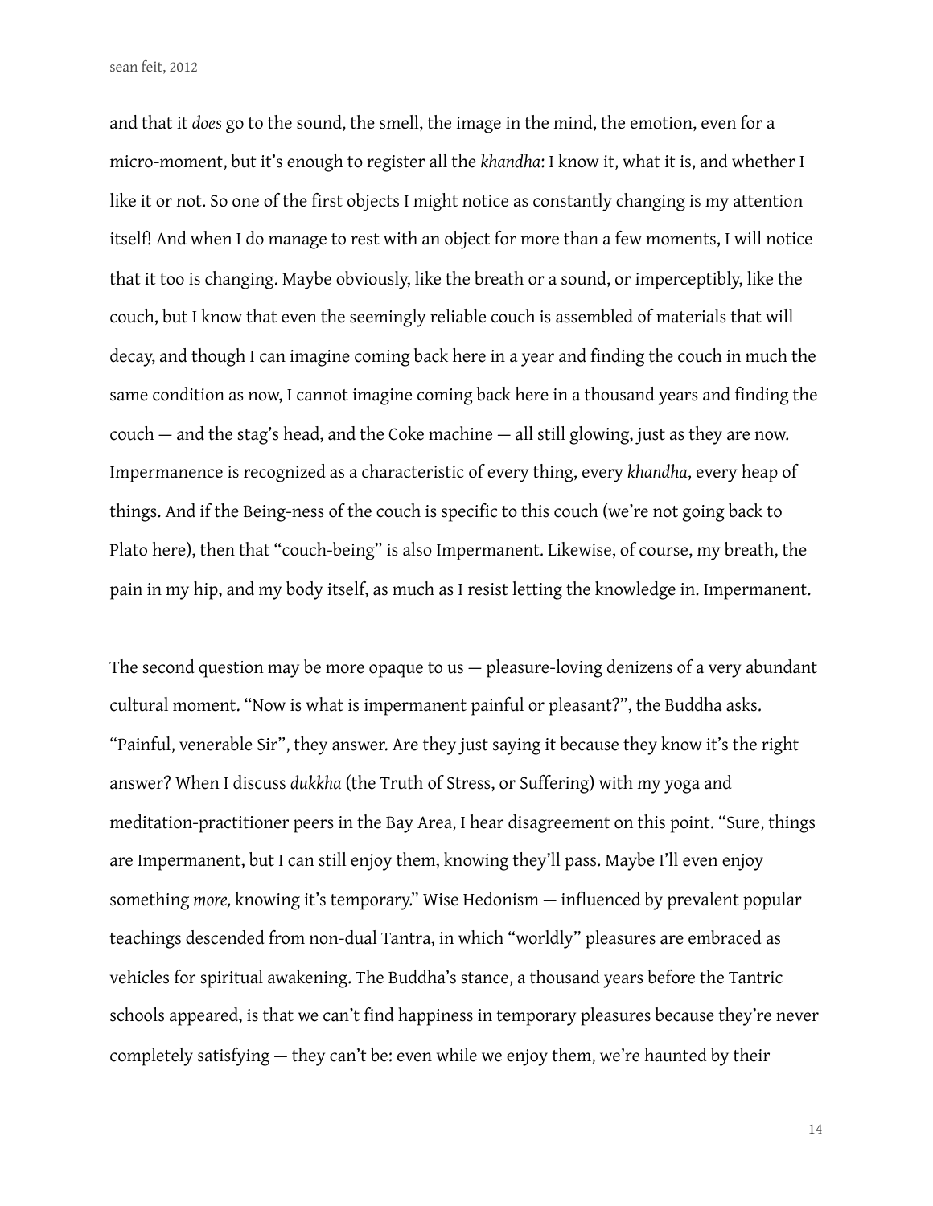and that it *does* go to the sound, the smell, the image in the mind, the emotion, even for a micro-moment, but it's enough to register all the *khandha*: I know it, what it is, and whether I like it or not. So one of the first objects I might notice as constantly changing is my attention itself! And when I do manage to rest with an object for more than a few moments, I will notice that it too is changing. Maybe obviously, like the breath or a sound, or imperceptibly, like the couch, but I know that even the seemingly reliable couch is assembled of materials that will decay, and though I can imagine coming back here in a year and finding the couch in much the same condition as now, I cannot imagine coming back here in a thousand years and finding the couch — and the stag's head, and the Coke machine — all still glowing, just as they are now. Impermanence is recognized as a characteristic of every thing, every *khandha*, every heap of things. And if the Being-ness of the couch is specific to this couch (we're not going back to Plato here), then that "couch-being" is also Impermanent. Likewise, of course, my breath, the pain in my hip, and my body itself, as much as I resist letting the knowledge in. Impermanent.

The second question may be more opaque to us — pleasure-loving denizens of a very abundant cultural moment. "Now is what is impermanent painful or pleasant?", the Buddha asks. "Painful, venerable Sir", they answer. Are they just saying it because they know it's the right answer? When I discuss *dukkha* (the Truth of Stress, or Suffering) with my yoga and meditation-practitioner peers in the Bay Area, I hear disagreement on this point. "Sure, things are Impermanent, but I can still enjoy them, knowing they'll pass. Maybe I'll even enjoy something *more,* knowing it's temporary." Wise Hedonism — influenced by prevalent popular teachings descended from non-dual Tantra, in which "worldly" pleasures are embraced as vehicles for spiritual awakening. The Buddha's stance, a thousand years before the Tantric schools appeared, is that we can't find happiness in temporary pleasures because they're never completely satisfying — they can't be: even while we enjoy them, we're haunted by their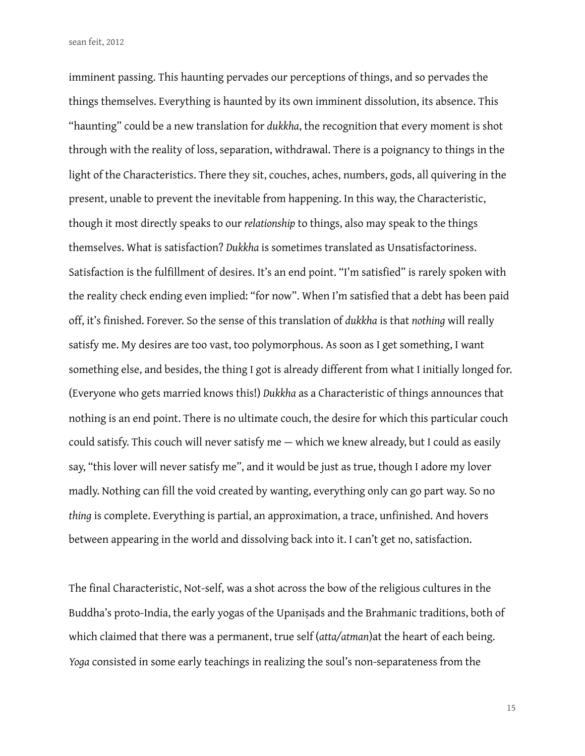imminent passing. This haunting pervades our perceptions of things, and so pervades the things themselves. Everything is haunted by its own imminent dissolution, its absence. This "haunting" could be a new translation for *dukkha*, the recognition that every moment is shot through with the reality of loss, separation, withdrawal. There is a poignancy to things in the light of the Characteristics. There they sit, couches, aches, numbers, gods, all quivering in the present, unable to prevent the inevitable from happening. In this way, the Characteristic, though it most directly speaks to our *relationship* to things, also may speak to the things themselves. What is satisfaction? *Dukkha* is sometimes translated as Unsatisfactoriness. Satisfaction is the fulfillment of desires. It's an end point. "I'm satisfied" is rarely spoken with the reality check ending even implied: "for now". When I'm satisfied that a debt has been paid off, it's finished. Forever. So the sense of this translation of *dukkha* is that *nothing* will really satisfy me. My desires are too vast, too polymorphous. As soon as I get something, I want something else, and besides, the thing I got is already different from what I initially longed for. (Everyone who gets married knows this!) *Dukkha* as a Characteristic of things announces that nothing is an end point. There is no ultimate couch, the desire for which this particular couch could satisfy. This couch will never satisfy me — which we knew already, but I could as easily say, "this lover will never satisfy me", and it would be just as true, though I adore my lover madly. Nothing can fill the void created by wanting, everything only can go part way. So no *thing* is complete. Everything is partial, an approximation, a trace, unfinished. And hovers between appearing in the world and dissolving back into it. I can't get no, satisfaction.

The final Characteristic, Not-self, was a shot across the bow of the religious cultures in the Buddha's proto-India, the early yogas of the Upaniṣads and the Brahmanic traditions, both of which claimed that there was a permanent, true self (*atta/atman*)at the heart of each being. *Yoga* consisted in some early teachings in realizing the soul's non-separateness from the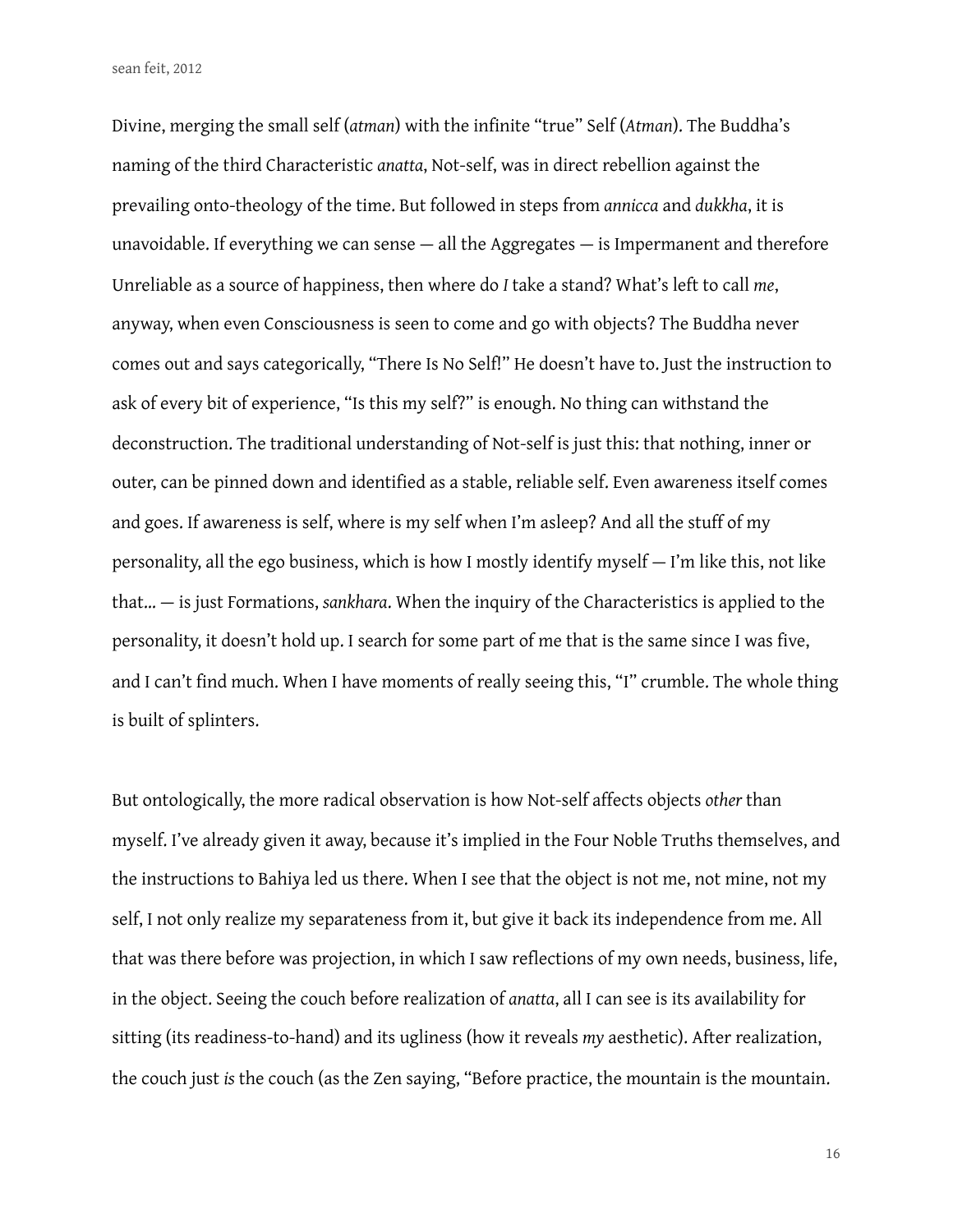Divine, merging the small self (*atman*) with the infinite "true" Self (*Atman*). The Buddha's naming of the third Characteristic *anatta*, Not-self, was in direct rebellion against the prevailing onto-theology of the time. But followed in steps from *annicca* and *dukkha*, it is unavoidable. If everything we can sense — all the Aggregates — is Impermanent and therefore Unreliable as a source of happiness, then where do *I* take a stand? What's left to call *me*, anyway, when even Consciousness is seen to come and go with objects? The Buddha never comes out and says categorically, "There Is No Self!" He doesn't have to. Just the instruction to ask of every bit of experience, "Is this my self?" is enough. No thing can withstand the deconstruction. The traditional understanding of Not-self is just this: that nothing, inner or outer, can be pinned down and identified as a stable, reliable self. Even awareness itself comes and goes. If awareness is self, where is my self when I'm asleep? And all the stuff of my personality, all the ego business, which is how I mostly identify myself — I'm like this, not like that… — is just Formations, *sankhara*. When the inquiry of the Characteristics is applied to the personality, it doesn't hold up. I search for some part of me that is the same since I was five, and I can't find much. When I have moments of really seeing this, "I" crumble. The whole thing is built of splinters.

But ontologically, the more radical observation is how Not-self affects objects *other* than myself. I've already given it away, because it's implied in the Four Noble Truths themselves, and the instructions to Bahiya led us there. When I see that the object is not me, not mine, not my self, I not only realize my separateness from it, but give it back its independence from me. All that was there before was projection, in which I saw reflections of my own needs, business, life, in the object. Seeing the couch before realization of *anatta*, all I can see is its availability for sitting (its readiness-to-hand) and its ugliness (how it reveals *my* aesthetic). After realization, the couch just *is* the couch (as the Zen saying, "Before practice, the mountain is the mountain.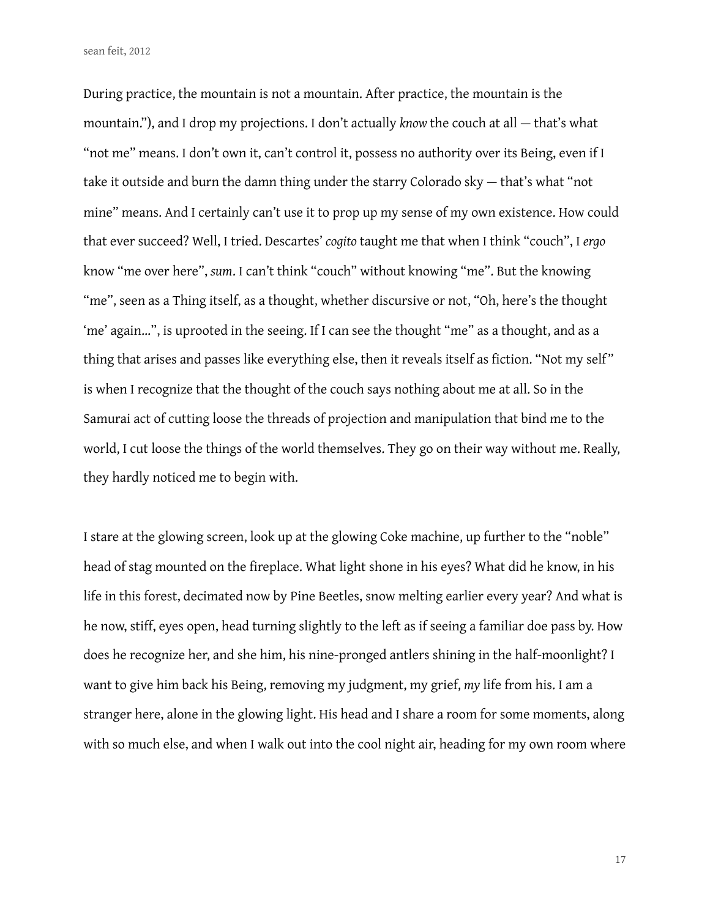During practice, the mountain is not a mountain. After practice, the mountain is the mountain."), and I drop my projections. I don't actually *know* the couch at all — that's what "not me" means. I don't own it, can't control it, possess no authority over its Being, even if I take it outside and burn the damn thing under the starry Colorado sky — that's what "not mine" means. And I certainly can't use it to prop up my sense of my own existence. How could that ever succeed? Well, I tried. Descartes' *cogito* taught me that when I think "couch", I *ergo* know "me over here", *sum*. I can't think "couch" without knowing "me". But the knowing "me", seen as a Thing itself, as a thought, whether discursive or not, "Oh, here's the thought 'me' again…", is uprooted in the seeing. If I can see the thought "me" as a thought, and as a thing that arises and passes like everything else, then it reveals itself as fiction. "Not my self" is when I recognize that the thought of the couch says nothing about me at all. So in the Samurai act of cutting loose the threads of projection and manipulation that bind me to the world, I cut loose the things of the world themselves. They go on their way without me. Really, they hardly noticed me to begin with.

I stare at the glowing screen, look up at the glowing Coke machine, up further to the "noble" head of stag mounted on the fireplace. What light shone in his eyes? What did he know, in his life in this forest, decimated now by Pine Beetles, snow melting earlier every year? And what is he now, stiff, eyes open, head turning slightly to the left as if seeing a familiar doe pass by. How does he recognize her, and she him, his nine-pronged antlers shining in the half-moonlight? I want to give him back his Being, removing my judgment, my grief, *my* life from his. I am a stranger here, alone in the glowing light. His head and I share a room for some moments, along with so much else, and when I walk out into the cool night air, heading for my own room where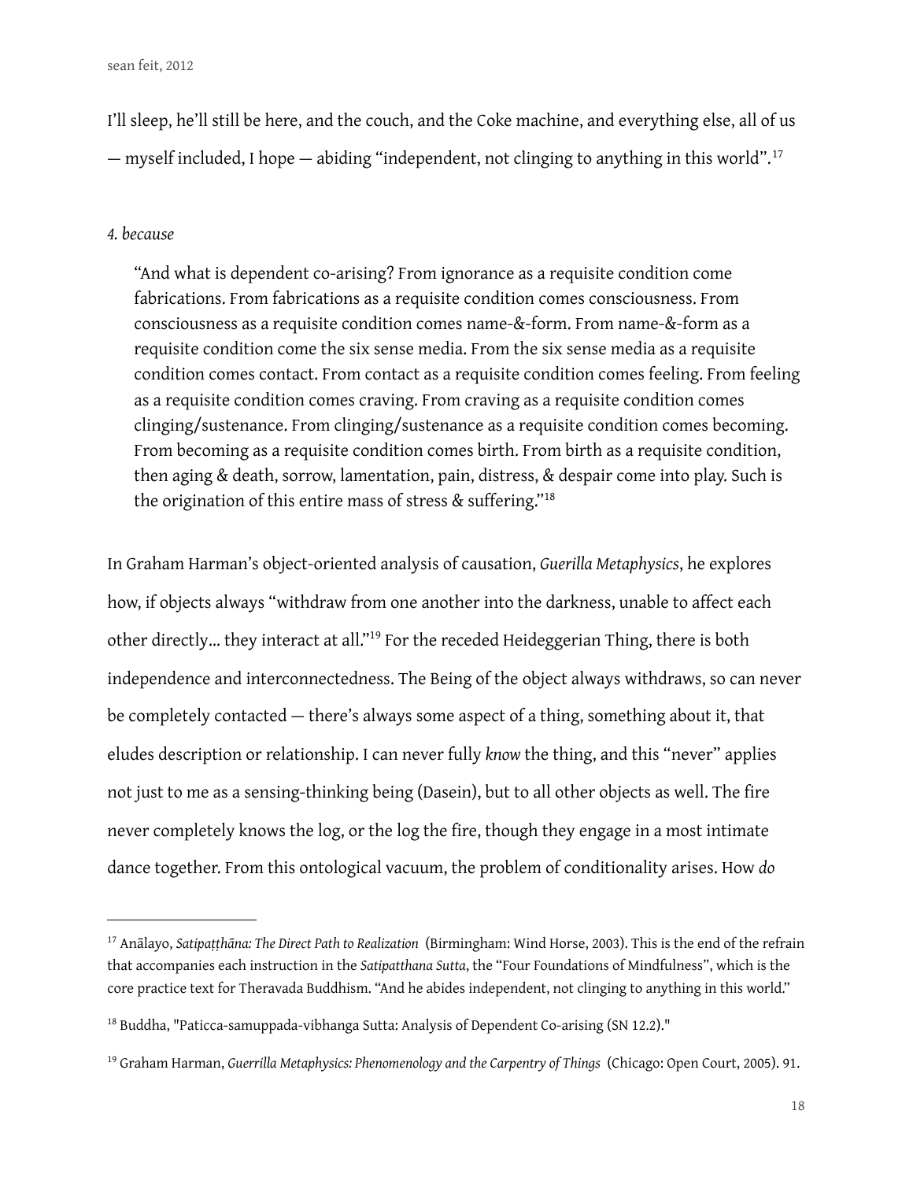I'll sleep, he'll still be here, and the couch, and the Coke machine, and everything else, all of us — myself included, I hope — abiding "independent, not clinging to anything in this world".[17]

*4. because*

> "And what is dependent co-arising? From ignorance as a requisite condition come fabrications. From fabrications as a requisite condition comes consciousness. From consciousness as a requisite condition comes name-&-form. From name-&-form as a requisite condition come the six sense media. From the six sense media as a requisite condition comes contact. From contact as a requisite condition comes feeling. From feeling as a requisite condition comes craving. From craving as a requisite condition comes clinging/sustenance. From clinging/sustenance as a requisite condition comes becoming. From becoming as a requisite condition comes birth. From birth as a requisite condition, then aging & death, sorrow, lamentation, pain, distress, & despair come into play. Such is the origination of this entire mass of stress & suffering."[18]

In Graham Harman's object-oriented analysis of causation, *Guerilla Metaphysics*, he explores how, if objects always "withdraw from one another into the darkness, unable to affect each other directly... they interact at all."[19] For the receded Heideggerian Thing, there is both independence and interconnectedness. The Being of the object always withdraws, so can never be completely contacted — there's always some aspect of a thing, something about it, that eludes description or relationship. I can never fully *know* the thing, and this "never" applies not just to me as a sensing-thinking being (Dasein), but to all other objects as well. The fire never completely knows the log, or the log the fire, though they engage in a most intimate dance together. From this ontological vacuum, the problem of conditionality arises. How *do*

---

[17] Anālayo, *Satipaṭṭhāna: The Direct Path to Realization* (Birmingham: Wind Horse, 2003). This is the end of the refrain that accompanies each instruction in the *Satipatthana Sutta*, the "Four Foundations of Mindfulness", which is the core practice text for Theravada Buddhism. "And he abides independent, not clinging to anything in this world."

[18] Buddha, "Paticca-samuppada-vibhanga Sutta: Analysis of Dependent Co-arising (SN 12.2)."

[19] Graham Harman, *Guerrilla Metaphysics: Phenomenology and the Carpentry of Things* (Chicago: Open Court, 2005). 91.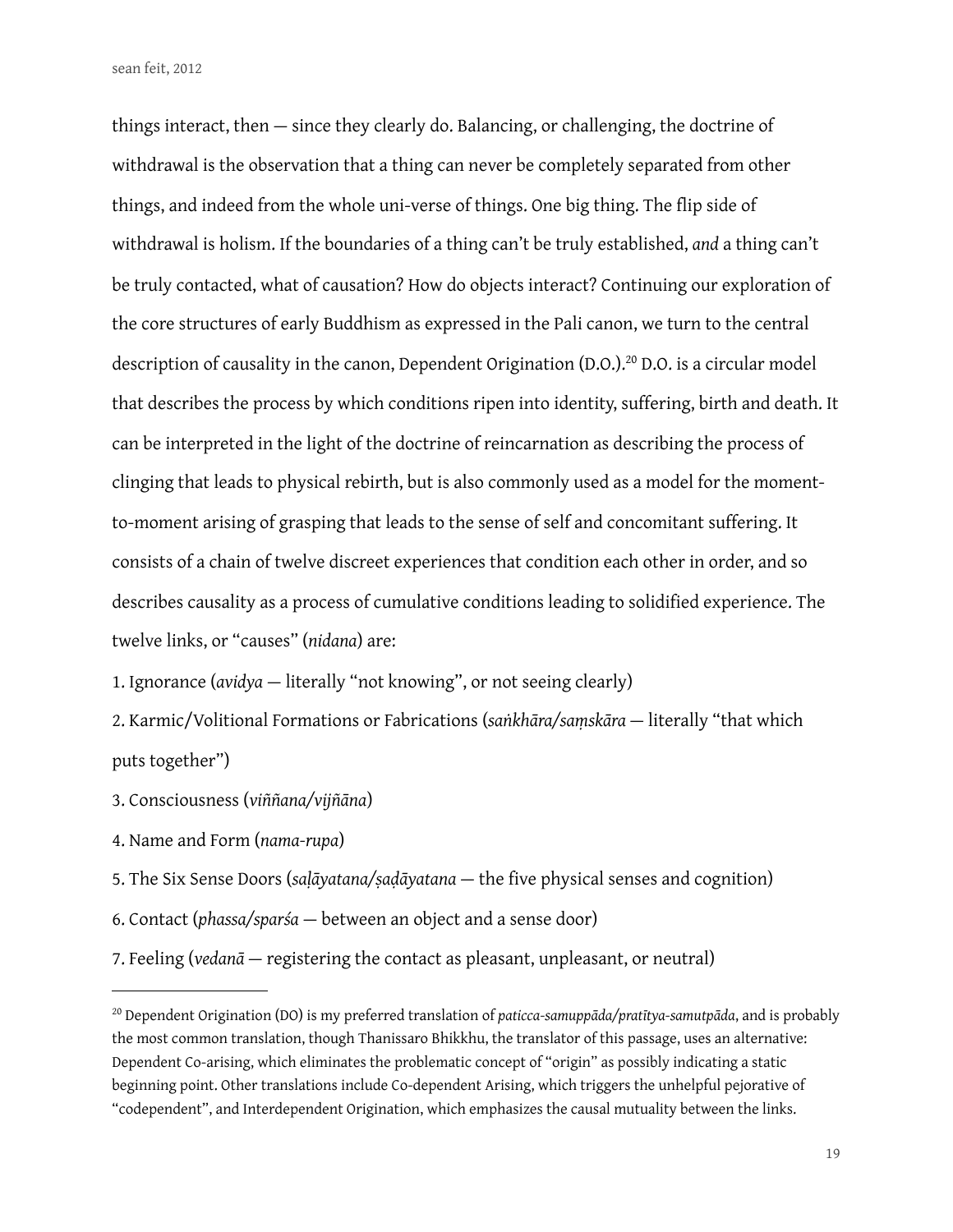things interact, then — since they clearly do. Balancing, or challenging, the doctrine of withdrawal is the observation that a thing can never be completely separated from other things, and indeed from the whole uni-verse of things. One big thing. The flip side of withdrawal is holism. If the boundaries of a thing can't be truly established, *and* a thing can't be truly contacted, what of causation? How do objects interact? Continuing our exploration of the core structures of early Buddhism as expressed in the Pali canon, we turn to the central description of causality in the canon, Dependent Origination (D.O.).[20] D.O. is a circular model that describes the process by which conditions ripen into identity, suffering, birth and death. It can be interpreted in the light of the doctrine of reincarnation as describing the process of clinging that leads to physical rebirth, but is also commonly used as a model for the moment-to-moment arising of grasping that leads to the sense of self and concomitant suffering. It consists of a chain of twelve discreet experiences that condition each other in order, and so describes causality as a process of cumulative conditions leading to solidified experience. The twelve links, or "causes" (*nidana*) are:

1. Ignorance (*avidya* — literally "not knowing", or not seeing clearly)
2. Karmic/Volitional Formations or Fabrications (*saṅkhāra/saṃskāra* — literally "that which puts together")
3. Consciousness (*viññana/vijñāna*)
4. Name and Form (*nama-rupa*)
5. The Six Sense Doors (*saḷāyatana/ṣaḍāyatana* — the five physical senses and cognition)
6. Contact (*phassa/sparśa* — between an object and a sense door)
7. Feeling (*vedanā* — registering the contact as pleasant, unpleasant, or neutral)

---

[20] Dependent Origination (DO) is my preferred translation of *paticca-samuppāda/pratītya-samutpāda*, and is probably the most common translation, though Thanissaro Bhikkhu, the translator of this passage, uses an alternative: Dependent Co-arising, which eliminates the problematic concept of "origin" as possibly indicating a static beginning point. Other translations include Co-dependent Arising, which triggers the unhelpful pejorative of "codependent", and Interdependent Origination, which emphasizes the causal mutuality between the links.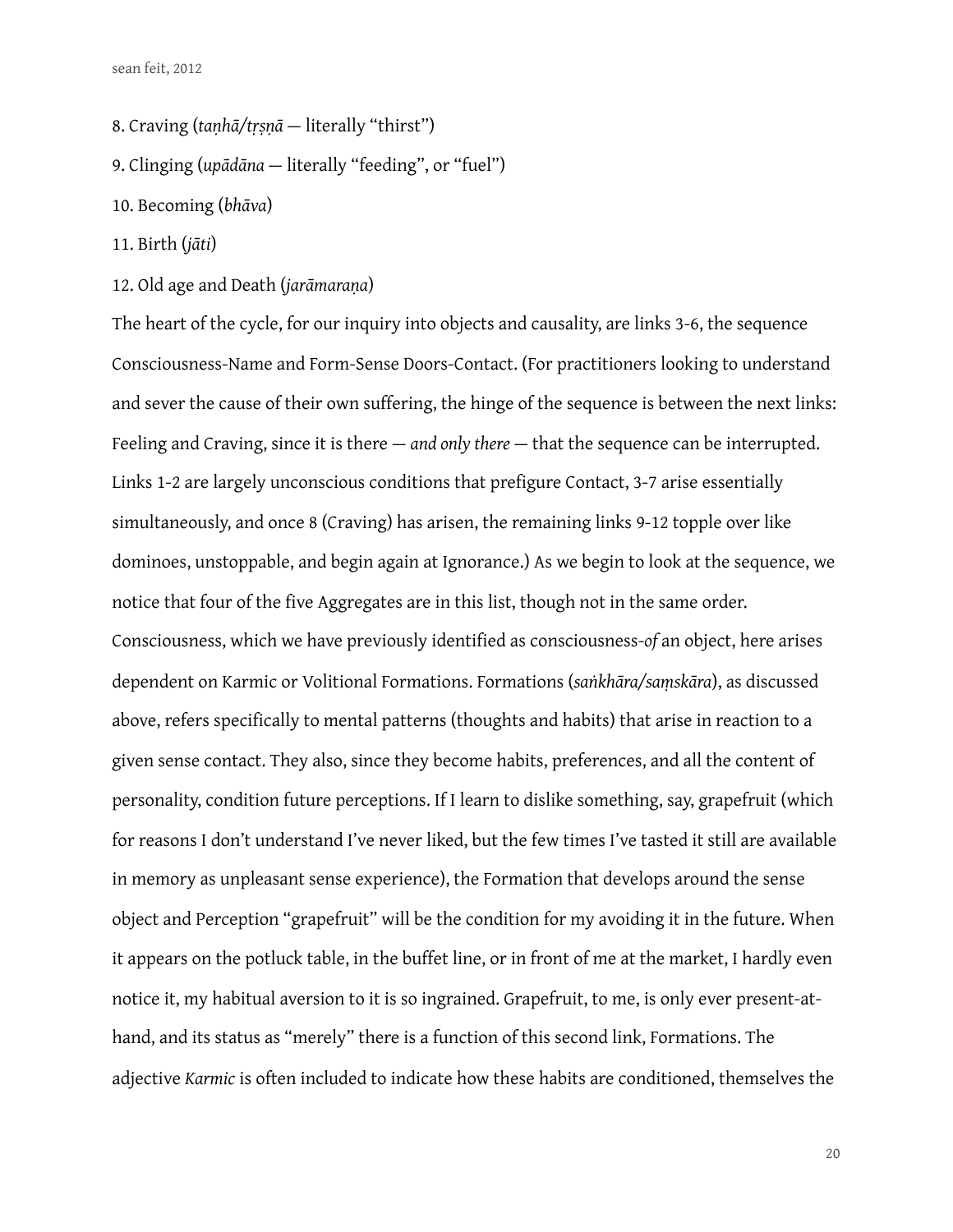8. Craving (*taṇhā/tṛṣṇā* — literally "thirst")

9. Clinging (*upādāna* — literally "feeding", or "fuel")

10. Becoming (*bhāva*)

11. Birth (*jāti*)

12. Old age and Death (*jarāmaraṇa*)

The heart of the cycle, for our inquiry into objects and causality, are links 3-6, the sequence Consciousness-Name and Form-Sense Doors-Contact. (For practitioners looking to understand and sever the cause of their own suffering, the hinge of the sequence is between the next links: Feeling and Craving, since it is there — *and only there* — that the sequence can be interrupted. Links 1-2 are largely unconscious conditions that prefigure Contact, 3-7 arise essentially simultaneously, and once 8 (Craving) has arisen, the remaining links 9-12 topple over like dominoes, unstoppable, and begin again at Ignorance.) As we begin to look at the sequence, we notice that four of the five Aggregates are in this list, though not in the same order. Consciousness, which we have previously identified as consciousness-*of* an object, here arises dependent on Karmic or Volitional Formations. Formations (*saṅkhāra/saṃskāra*), as discussed above, refers specifically to mental patterns (thoughts and habits) that arise in reaction to a given sense contact. They also, since they become habits, preferences, and all the content of personality, condition future perceptions. If I learn to dislike something, say, grapefruit (which for reasons I don't understand I've never liked, but the few times I've tasted it still are available in memory as unpleasant sense experience), the Formation that develops around the sense object and Perception "grapefruit" will be the condition for my avoiding it in the future. When it appears on the potluck table, in the buffet line, or in front of me at the market, I hardly even notice it, my habitual aversion to it is so ingrained. Grapefruit, to me, is only ever present-at-hand, and its status as "merely" there is a function of this second link, Formations. The adjective *Karmic* is often included to indicate how these habits are conditioned, themselves the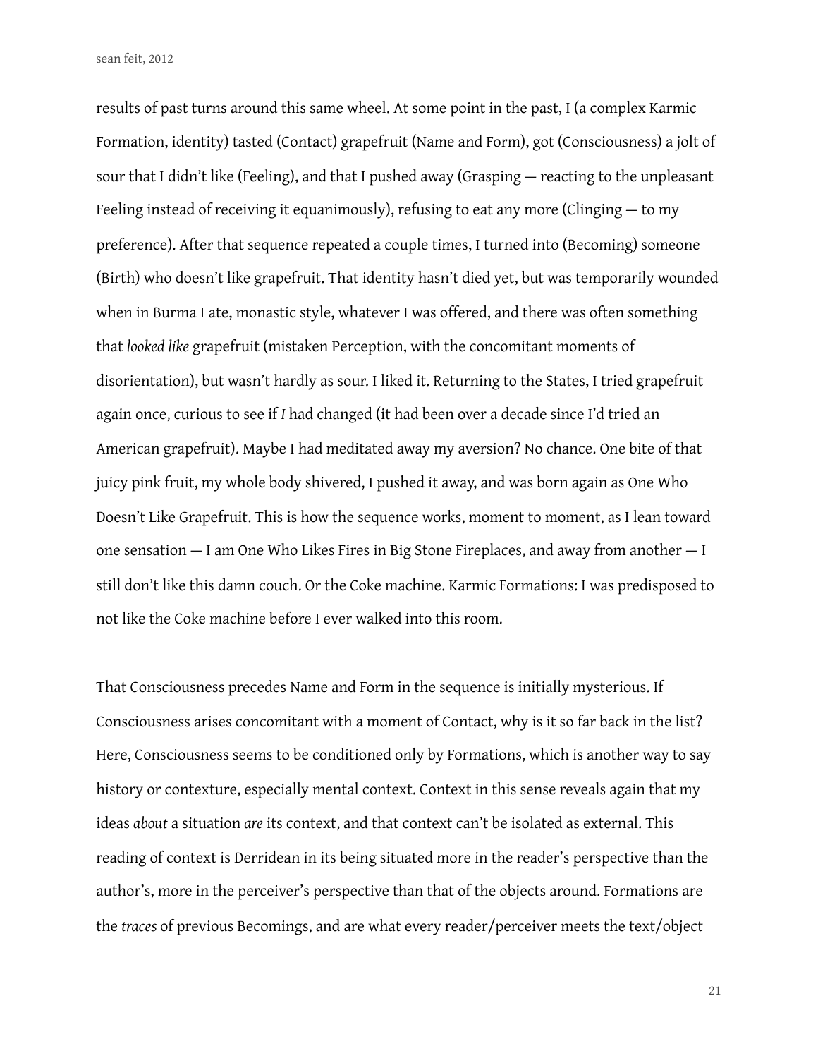results of past turns around this same wheel. At some point in the past, I (a complex Karmic Formation, identity) tasted (Contact) grapefruit (Name and Form), got (Consciousness) a jolt of sour that I didn't like (Feeling), and that I pushed away (Grasping — reacting to the unpleasant Feeling instead of receiving it equanimously), refusing to eat any more (Clinging — to my preference). After that sequence repeated a couple times, I turned into (Becoming) someone (Birth) who doesn't like grapefruit. That identity hasn't died yet, but was temporarily wounded when in Burma I ate, monastic style, whatever I was offered, and there was often something that *looked like* grapefruit (mistaken Perception, with the concomitant moments of disorientation), but wasn't hardly as sour. I liked it. Returning to the States, I tried grapefruit again once, curious to see if *I* had changed (it had been over a decade since I'd tried an American grapefruit). Maybe I had meditated away my aversion? No chance. One bite of that juicy pink fruit, my whole body shivered, I pushed it away, and was born again as One Who Doesn't Like Grapefruit. This is how the sequence works, moment to moment, as I lean toward one sensation — I am One Who Likes Fires in Big Stone Fireplaces, and away from another — I still don't like this damn couch. Or the Coke machine. Karmic Formations: I was predisposed to not like the Coke machine before I ever walked into this room.

That Consciousness precedes Name and Form in the sequence is initially mysterious. If Consciousness arises concomitant with a moment of Contact, why is it so far back in the list? Here, Consciousness seems to be conditioned only by Formations, which is another way to say history or contexture, especially mental context. Context in this sense reveals again that my ideas *about* a situation *are* its context, and that context can't be isolated as external. This reading of context is Derridean in its being situated more in the reader's perspective than the author's, more in the perceiver's perspective than that of the objects around. Formations are the *traces* of previous Becomings, and are what every reader/perceiver meets the text/object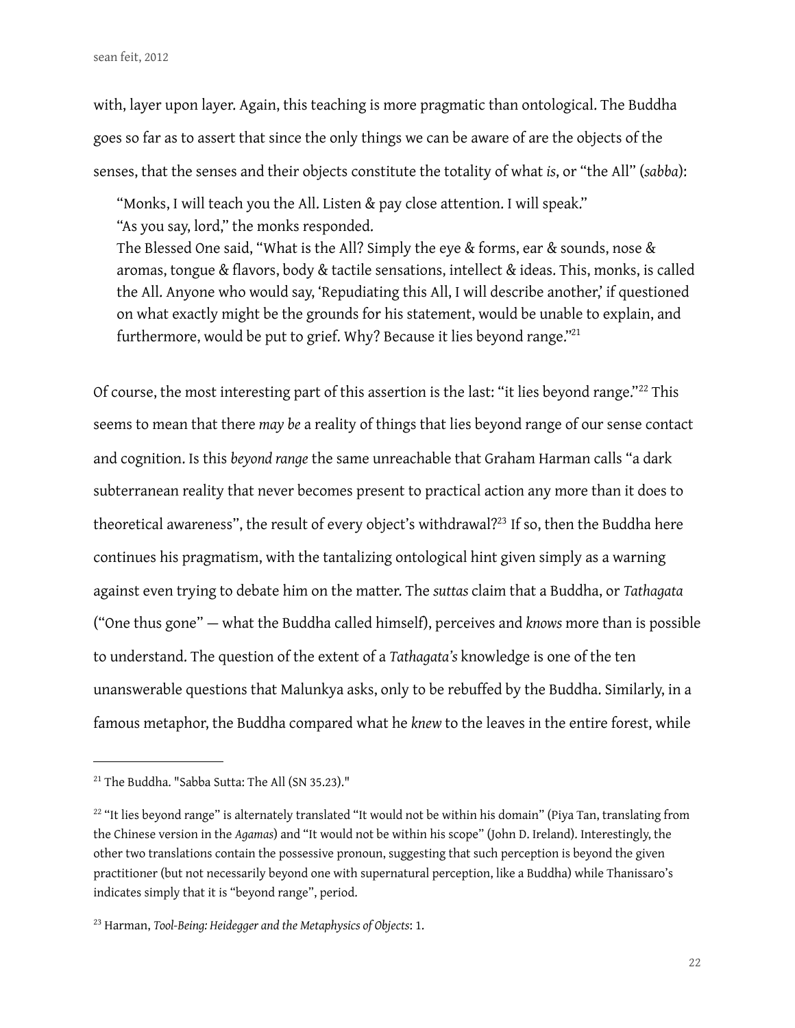with, layer upon layer. Again, this teaching is more pragmatic than ontological. The Buddha goes so far as to assert that since the only things we can be aware of are the objects of the senses, that the senses and their objects constitute the totality of what *is*, or "the All" (*sabba*):

> "Monks, I will teach you the All. Listen & pay close attention. I will speak."
> "As you say, lord," the monks responded.
> The Blessed One said, "What is the All? Simply the eye & forms, ear & sounds, nose & aromas, tongue & flavors, body & tactile sensations, intellect & ideas. This, monks, is called the All. Anyone who would say, 'Repudiating this All, I will describe another,' if questioned on what exactly might be the grounds for his statement, would be unable to explain, and furthermore, would be put to grief. Why? Because it lies beyond range."[21]

Of course, the most interesting part of this assertion is the last: "it lies beyond range."[22] This seems to mean that there *may be* a reality of things that lies beyond range of our sense contact and cognition. Is this *beyond range* the same unreachable that Graham Harman calls "a dark subterranean reality that never becomes present to practical action any more than it does to theoretical awareness", the result of every object's withdrawal?[23] If so, then the Buddha here continues his pragmatism, with the tantalizing ontological hint given simply as a warning against even trying to debate him on the matter. The *suttas* claim that a Buddha, or *Tathagata* ("One thus gone" — what the Buddha called himself), perceives and *knows* more than is possible to understand. The question of the extent of a *Tathagata's* knowledge is one of the ten unanswerable questions that Malunkya asks, only to be rebuffed by the Buddha. Similarly, in a famous metaphor, the Buddha compared what he *knew* to the leaves in the entire forest, while

---

[21] The Buddha. "Sabba Sutta: The All (SN 35.23)."

[22] "It lies beyond range" is alternately translated "It would not be within his domain" (Piya Tan, translating from the Chinese version in the *Agamas*) and "It would not be within his scope" (John D. Ireland). Interestingly, the other two translations contain the possessive pronoun, suggesting that such perception is beyond the given practitioner (but not necessarily beyond one with supernatural perception, like a Buddha) while Thanissaro's indicates simply that it is "beyond range", period.

[23] Harman, *Tool-Being: Heidegger and the Metaphysics of Objects*: 1.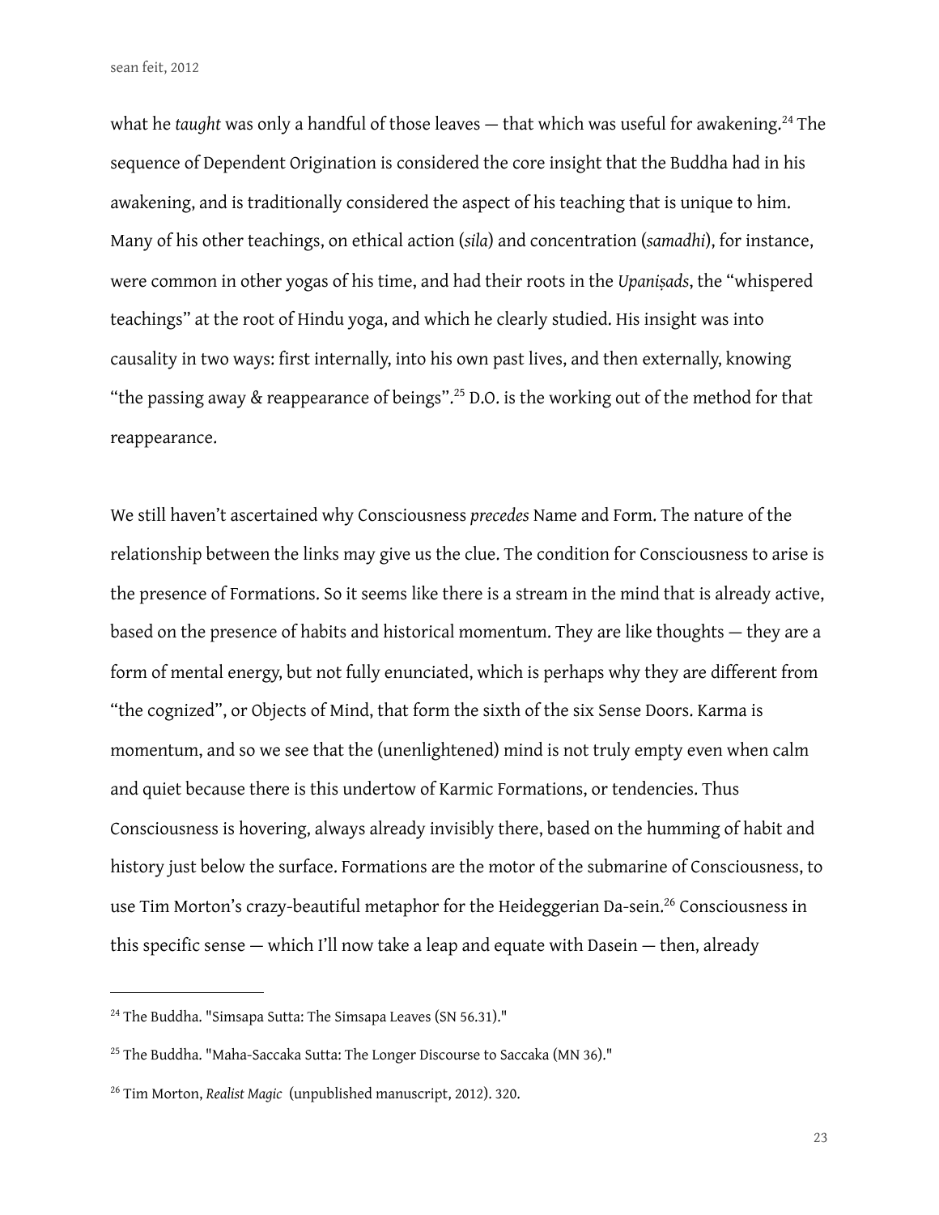what he *taught* was only a handful of those leaves — that which was useful for awakening.[24] The sequence of Dependent Origination is considered the core insight that the Buddha had in his awakening, and is traditionally considered the aspect of his teaching that is unique to him. Many of his other teachings, on ethical action (*sila*) and concentration (*samadhi*), for instance, were common in other yogas of his time, and had their roots in the *Upaniṣads*, the "whispered teachings" at the root of Hindu yoga, and which he clearly studied. His insight was into causality in two ways: first internally, into his own past lives, and then externally, knowing "the passing away & reappearance of beings".[25] D.O. is the working out of the method for that reappearance.

We still haven't ascertained why Consciousness *precedes* Name and Form. The nature of the relationship between the links may give us the clue. The condition for Consciousness to arise is the presence of Formations. So it seems like there is a stream in the mind that is already active, based on the presence of habits and historical momentum. They are like thoughts — they are a form of mental energy, but not fully enunciated, which is perhaps why they are different from "the cognized", or Objects of Mind, that form the sixth of the six Sense Doors. Karma is momentum, and so we see that the (unenlightened) mind is not truly empty even when calm and quiet because there is this undertow of Karmic Formations, or tendencies. Thus Consciousness is hovering, always already invisibly there, based on the humming of habit and history just below the surface. Formations are the motor of the submarine of Consciousness, to use Tim Morton's crazy-beautiful metaphor for the Heideggerian Da-sein.[26] Consciousness in this specific sense — which I'll now take a leap and equate with Dasein — then, already

---

[24] The Buddha. "Simsapa Sutta: The Simsapa Leaves (SN 56.31)."

[25] The Buddha. "Maha-Saccaka Sutta: The Longer Discourse to Saccaka (MN 36)."

[26] Tim Morton, *Realist Magic* (unpublished manuscript, 2012). 320.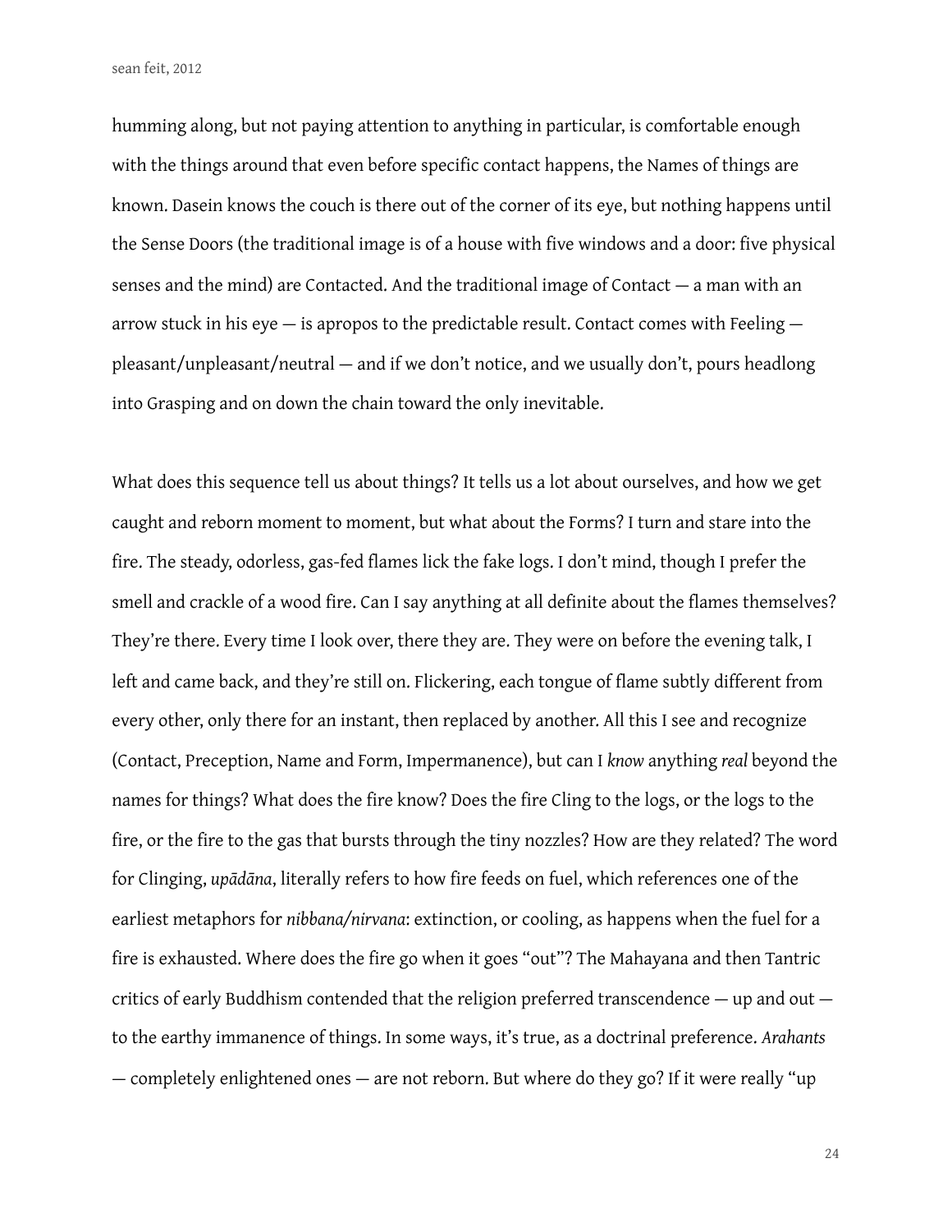humming along, but not paying attention to anything in particular, is comfortable enough with the things around that even before specific contact happens, the Names of things are known. Dasein knows the couch is there out of the corner of its eye, but nothing happens until the Sense Doors (the traditional image is of a house with five windows and a door: five physical senses and the mind) are Contacted. And the traditional image of Contact — a man with an arrow stuck in his eye — is apropos to the predictable result. Contact comes with Feeling — pleasant/unpleasant/neutral — and if we don't notice, and we usually don't, pours headlong into Grasping and on down the chain toward the only inevitable.

What does this sequence tell us about things? It tells us a lot about ourselves, and how we get caught and reborn moment to moment, but what about the Forms? I turn and stare into the fire. The steady, odorless, gas-fed flames lick the fake logs. I don't mind, though I prefer the smell and crackle of a wood fire. Can I say anything at all definite about the flames themselves? They're there. Every time I look over, there they are. They were on before the evening talk, I left and came back, and they're still on. Flickering, each tongue of flame subtly different from every other, only there for an instant, then replaced by another. All this I see and recognize (Contact, Preception, Name and Form, Impermanence), but can I *know* anything *real* beyond the names for things? What does the fire know? Does the fire Cling to the logs, or the logs to the fire, or the fire to the gas that bursts through the tiny nozzles? How are they related? The word for Clinging, *upādāna*, literally refers to how fire feeds on fuel, which references one of the earliest metaphors for *nibbana/nirvana*: extinction, or cooling, as happens when the fuel for a fire is exhausted. Where does the fire go when it goes "out"? The Mahayana and then Tantric critics of early Buddhism contended that the religion preferred transcendence — up and out — to the earthy immanence of things. In some ways, it's true, as a doctrinal preference. *Arahants* — completely enlightened ones — are not reborn. But where do they go? If it were really "up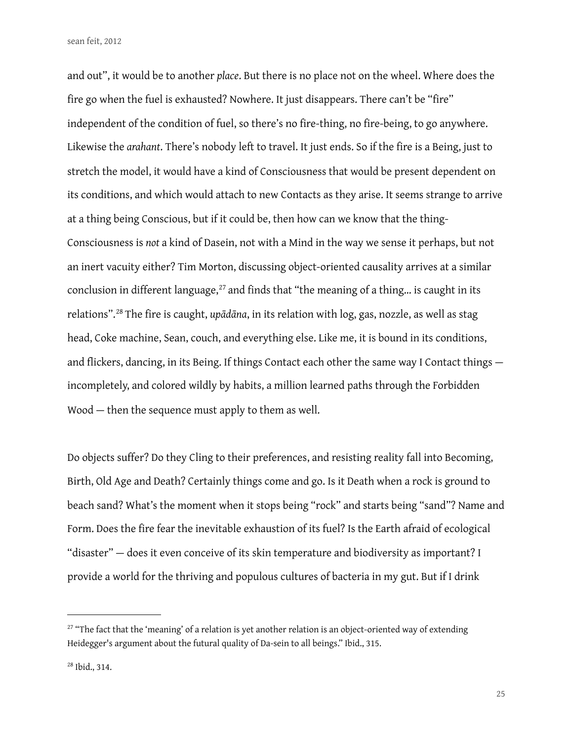and out", it would be to another *place*. But there is no place not on the wheel. Where does the fire go when the fuel is exhausted? Nowhere. It just disappears. There can't be "fire" independent of the condition of fuel, so there's no fire-thing, no fire-being, to go anywhere. Likewise the *arahant*. There's nobody left to travel. It just ends. So if the fire is a Being, just to stretch the model, it would have a kind of Consciousness that would be present dependent on its conditions, and which would attach to new Contacts as they arise. It seems strange to arrive at a thing being Conscious, but if it could be, then how can we know that the thing-Consciousness is *not* a kind of Dasein, not with a Mind in the way we sense it perhaps, but not an inert vacuity either? Tim Morton, discussing object-oriented causality arrives at a similar conclusion in different language,[27] and finds that "the meaning of a thing... is caught in its relations".[28] The fire is caught, *upādāna*, in its relation with log, gas, nozzle, as well as stag head, Coke machine, Sean, couch, and everything else. Like me, it is bound in its conditions, and flickers, dancing, in its Being. If things Contact each other the same way I Contact things — incompletely, and colored wildly by habits, a million learned paths through the Forbidden Wood — then the sequence must apply to them as well.

Do objects suffer? Do they Cling to their preferences, and resisting reality fall into Becoming, Birth, Old Age and Death? Certainly things come and go. Is it Death when a rock is ground to beach sand? What's the moment when it stops being "rock" and starts being "sand"? Name and Form. Does the fire fear the inevitable exhaustion of its fuel? Is the Earth afraid of ecological "disaster" — does it even conceive of its skin temperature and biodiversity as important? I provide a world for the thriving and populous cultures of bacteria in my gut. But if I drink

---

[27] "The fact that the 'meaning' of a relation is yet another relation is an object-oriented way of extending Heidegger's argument about the futural quality of Da-sein to all beings." Ibid., 315.

[28] Ibid., 314.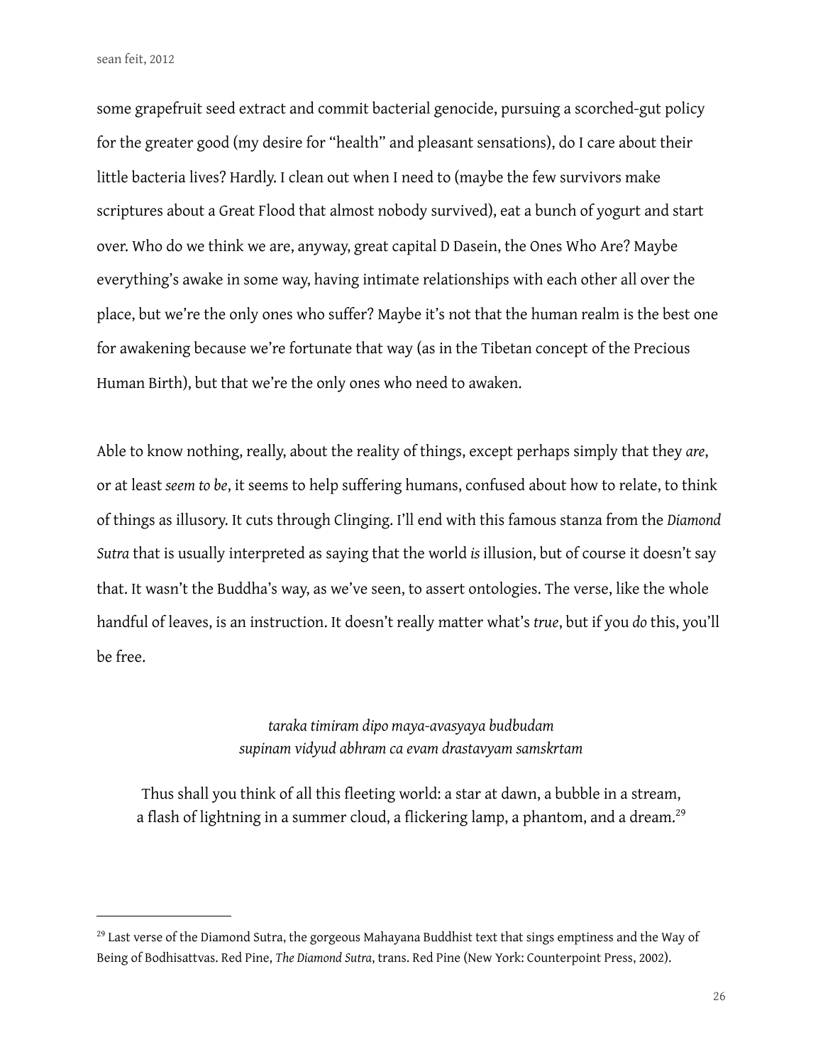some grapefruit seed extract and commit bacterial genocide, pursuing a scorched-gut policy for the greater good (my desire for "health" and pleasant sensations), do I care about their little bacteria lives? Hardly. I clean out when I need to (maybe the few survivors make scriptures about a Great Flood that almost nobody survived), eat a bunch of yogurt and start over. Who do we think we are, anyway, great capital D Dasein, the Ones Who Are? Maybe everything's awake in some way, having intimate relationships with each other all over the place, but we're the only ones who suffer? Maybe it's not that the human realm is the best one for awakening because we're fortunate that way (as in the Tibetan concept of the Precious Human Birth), but that we're the only ones who need to awaken.

Able to know nothing, really, about the reality of things, except perhaps simply that they *are*, or at least *seem to be*, it seems to help suffering humans, confused about how to relate, to think of things as illusory. It cuts through Clinging. I'll end with this famous stanza from the *Diamond Sutra* that is usually interpreted as saying that the world *is* illusion, but of course it doesn't say that. It wasn't the Buddha's way, as we've seen, to assert ontologies. The verse, like the whole handful of leaves, is an instruction. It doesn't really matter what's *true*, but if you *do* this, you'll be free.

*taraka timiram dipo maya-avasyaya budbudam*
*supinam vidyud abhram ca evam drastavyam samskrtam*

Thus shall you think of all this fleeting world: a star at dawn, a bubble in a stream,
a flash of lightning in a summer cloud, a flickering lamp, a phantom, and a dream.[29]

---

[29] Last verse of the Diamond Sutra, the gorgeous Mahayana Buddhist text that sings emptiness and the Way of Being of Bodhisattvas. Red Pine, *The Diamond Sutra*, trans. Red Pine (New York: Counterpoint Press, 2002).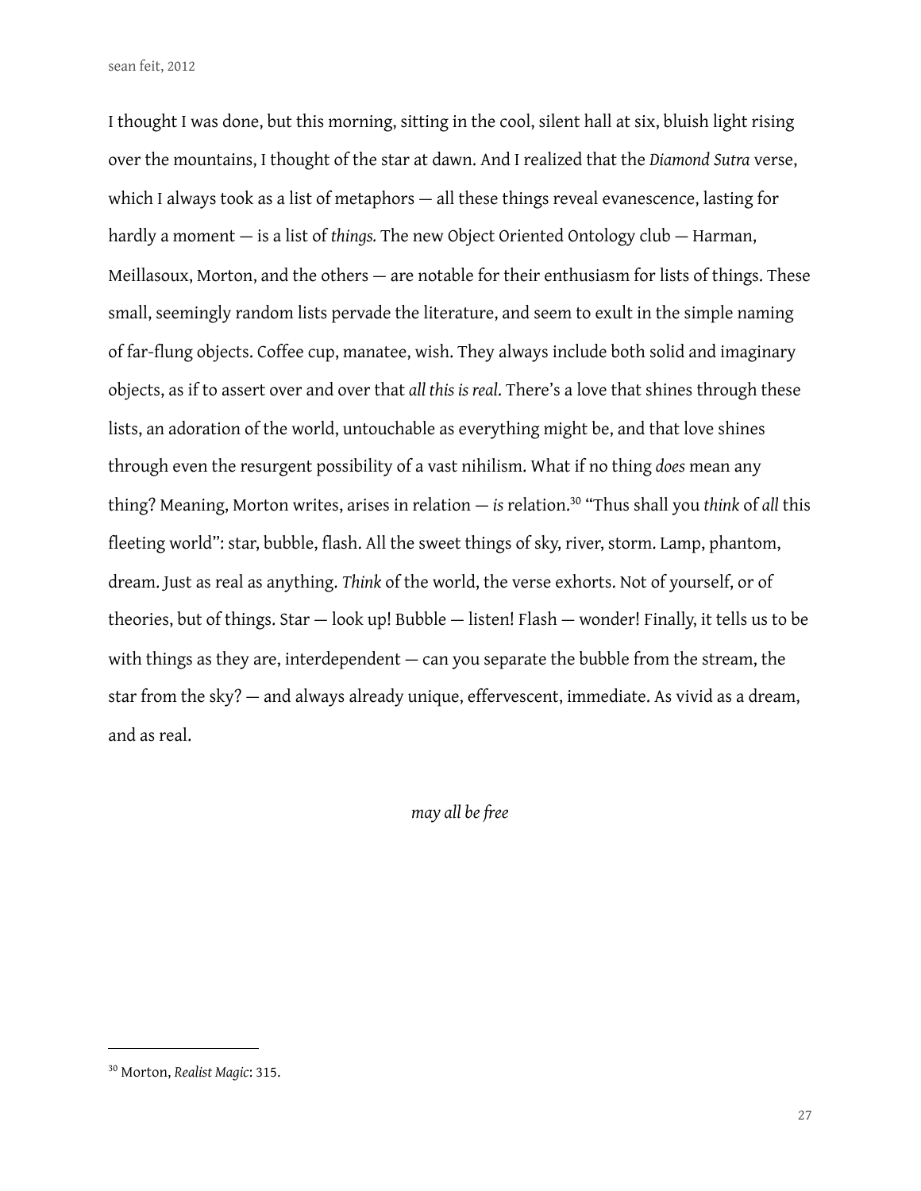I thought I was done, but this morning, sitting in the cool, silent hall at six, bluish light rising over the mountains, I thought of the star at dawn. And I realized that the *Diamond Sutra* verse, which I always took as a list of metaphors — all these things reveal evanescence, lasting for hardly a moment — is a list of *things.* The new Object Oriented Ontology club — Harman, Meillasoux, Morton, and the others — are notable for their enthusiasm for lists of things. These small, seemingly random lists pervade the literature, and seem to exult in the simple naming of far-flung objects. Coffee cup, manatee, wish. They always include both solid and imaginary objects, as if to assert over and over that *all this is real.* There's a love that shines through these lists, an adoration of the world, untouchable as everything might be, and that love shines through even the resurgent possibility of a vast nihilism. What if no thing *does* mean any thing? Meaning, Morton writes, arises in relation — *is* relation.[30] "Thus shall you *think* of *all* this fleeting world": star, bubble, flash. All the sweet things of sky, river, storm. Lamp, phantom, dream. Just as real as anything. *Think* of the world, the verse exhorts. Not of yourself, or of theories, but of things. Star — look up! Bubble — listen! Flash — wonder! Finally, it tells us to be with things as they are, interdependent — can you separate the bubble from the stream, the star from the sky? — and always already unique, effervescent, immediate. As vivid as a dream, and as real.

*may all be free*

---

[30] Morton, *Realist Magic*: 315.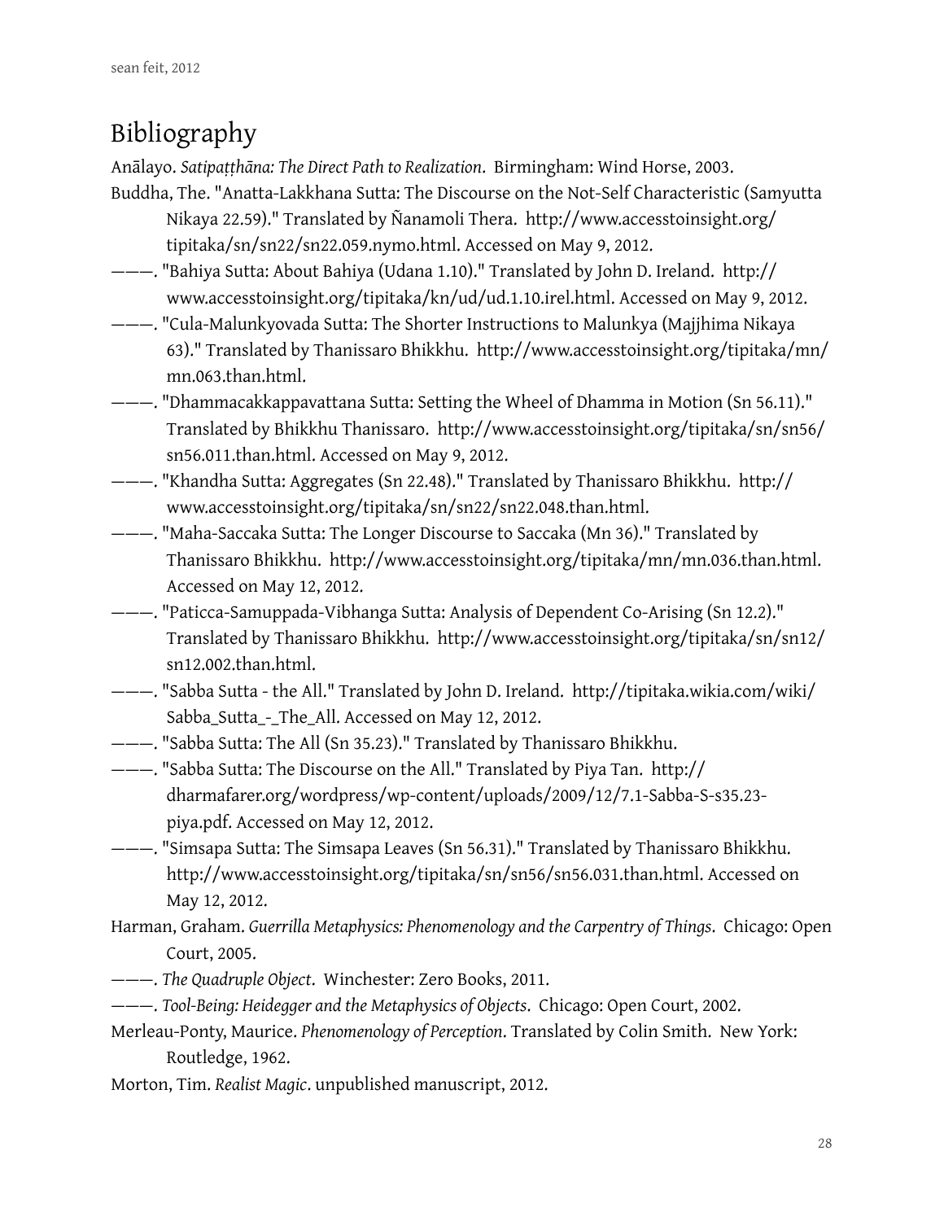# Bibliography

Anālayo. *Satipaṭṭhāna: The Direct Path to Realization*. Birmingham: Wind Horse, 2003.

Buddha, The. "Anatta-Lakkhana Sutta: The Discourse on the Not-Self Characteristic (Samyutta Nikaya 22.59)." Translated by Ñanamoli Thera. http://www.accesstoinsight.org/tipitaka/sn/sn22/sn22.059.nymo.html. Accessed on May 9, 2012.

———. "Bahiya Sutta: About Bahiya (Udana 1.10)." Translated by John D. Ireland. http://www.accesstoinsight.org/tipitaka/kn/ud/ud.1.10.irel.html. Accessed on May 9, 2012.

———. "Cula-Malunkyovada Sutta: The Shorter Instructions to Malunkya (Majjhima Nikaya 63)." Translated by Thanissaro Bhikkhu. http://www.accesstoinsight.org/tipitaka/mn/mn.063.than.html.

———. "Dhammacakkappavattana Sutta: Setting the Wheel of Dhamma in Motion (Sn 56.11)." Translated by Bhikkhu Thanissaro. http://www.accesstoinsight.org/tipitaka/sn/sn56/sn56.011.than.html. Accessed on May 9, 2012.

———. "Khandha Sutta: Aggregates (Sn 22.48)." Translated by Thanissaro Bhikkhu. http://www.accesstoinsight.org/tipitaka/sn/sn22/sn22.048.than.html.

———. "Maha-Saccaka Sutta: The Longer Discourse to Saccaka (Mn 36)." Translated by Thanissaro Bhikkhu. http://www.accesstoinsight.org/tipitaka/mn/mn.036.than.html. Accessed on May 12, 2012.

———. "Paticca-Samuppada-Vibhanga Sutta: Analysis of Dependent Co-Arising (Sn 12.2)." Translated by Thanissaro Bhikkhu. http://www.accesstoinsight.org/tipitaka/sn/sn12/sn12.002.than.html.

———. "Sabba Sutta - the All." Translated by John D. Ireland. http://tipitaka.wikia.com/wiki/Sabba_Sutta_-_The_All. Accessed on May 12, 2012.

———. "Sabba Sutta: The All (Sn 35.23)." Translated by Thanissaro Bhikkhu.

———. "Sabba Sutta: The Discourse on the All." Translated by Piya Tan. http://dharmafarer.org/wordpress/wp-content/uploads/2009/12/7.1-Sabba-S-s35.23-piya.pdf. Accessed on May 12, 2012.

———. "Simsapa Sutta: The Simsapa Leaves (Sn 56.31)." Translated by Thanissaro Bhikkhu. http://www.accesstoinsight.org/tipitaka/sn/sn56/sn56.031.than.html. Accessed on May 12, 2012.

Harman, Graham. *Guerrilla Metaphysics: Phenomenology and the Carpentry of Things*. Chicago: Open Court, 2005.

———. *The Quadruple Object*. Winchester: Zero Books, 2011.

———. *Tool-Being: Heidegger and the Metaphysics of Objects*. Chicago: Open Court, 2002.

Merleau-Ponty, Maurice. *Phenomenology of Perception*. Translated by Colin Smith. New York: Routledge, 1962.

Morton, Tim. *Realist Magic*. unpublished manuscript, 2012.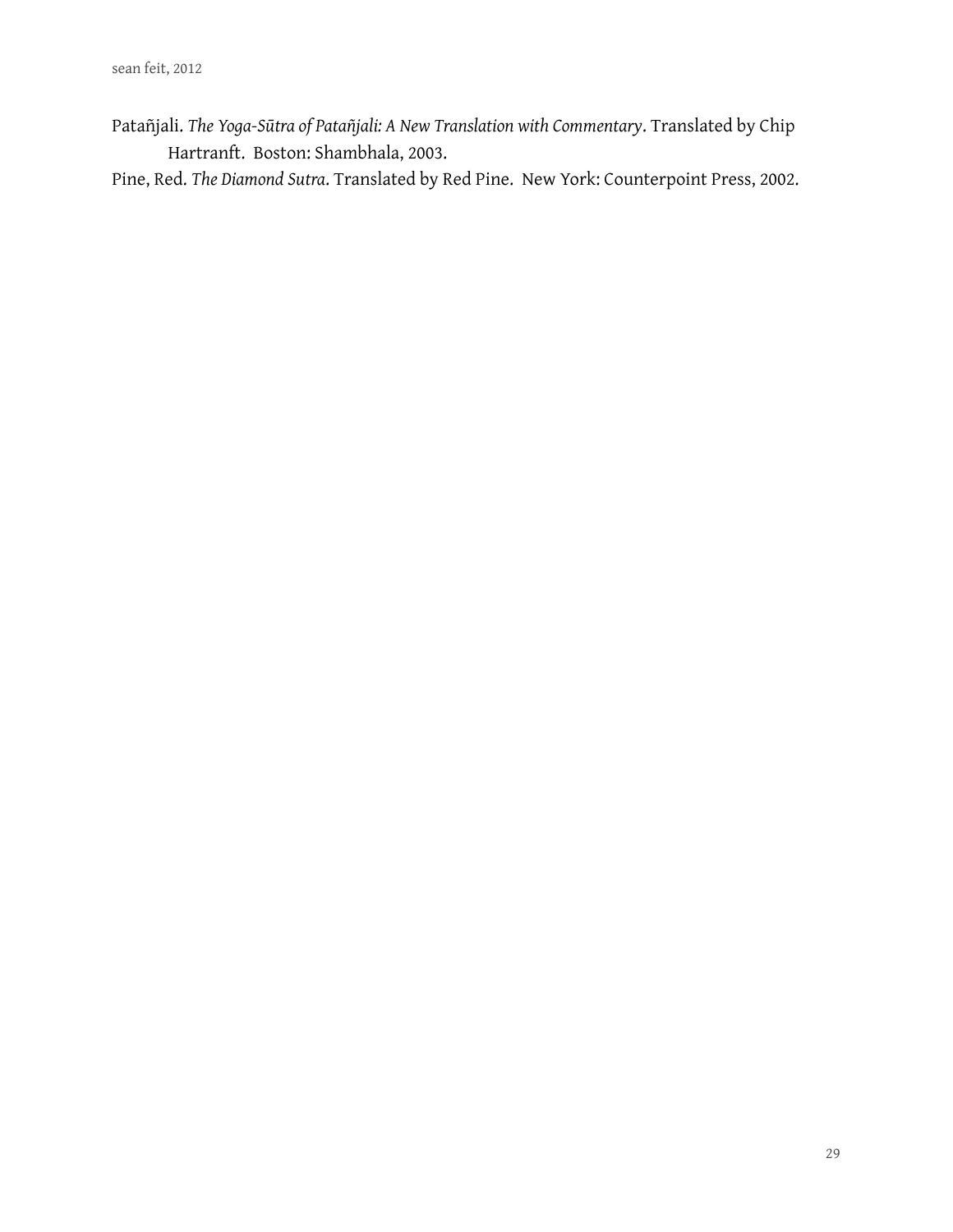Patañjali. *The Yoga-Sūtra of Patañjali: A New Translation with Commentary*. Translated by Chip Hartranft. Boston: Shambhala, 2003.

Pine, Red. *The Diamond Sutra*. Translated by Red Pine. New York: Counterpoint Press, 2002.